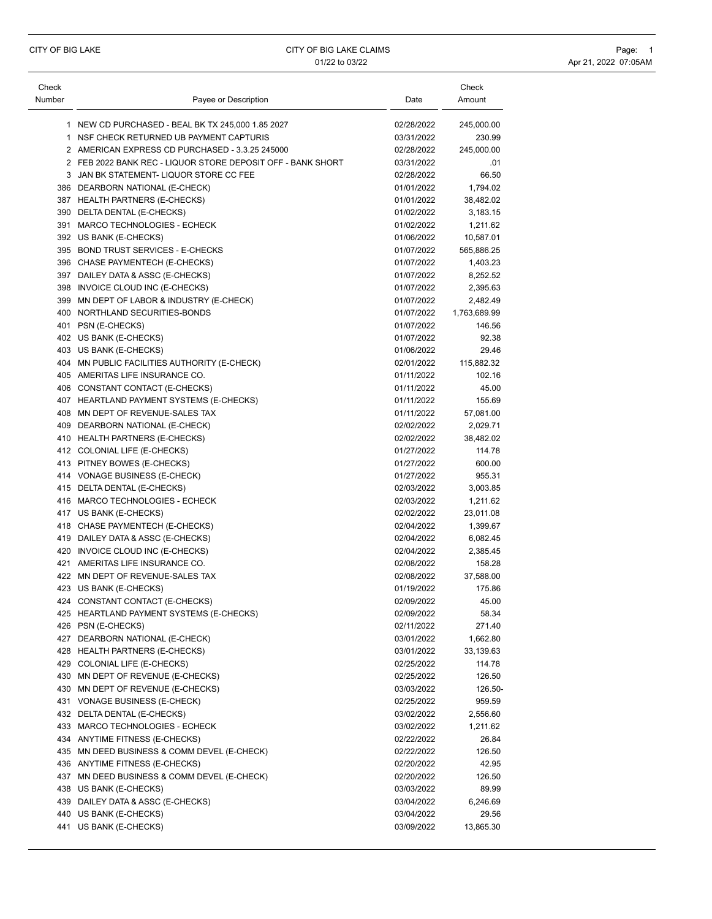| Check Number | Payee or Description | Date | Check Amount |
|---|---|---|---|
| 1 | NEW CD PURCHASED - BEAL BK TX 245,000 1.85 2027 | 02/28/2022 | 245,000.00 |
| 1 | NSF CHECK RETURNED UB PAYMENT CAPTURIS | 03/31/2022 | 230.99 |
| 2 | AMERICAN EXPRESS CD PURCHASED - 3.3.25 245000 | 02/28/2022 | 245,000.00 |
| 2 | FEB 2022 BANK REC - LIQUOR STORE DEPOSIT OFF - BANK SHORT | 03/31/2022 | .01 |
| 3 | JAN BK STATEMENT- LIQUOR STORE CC FEE | 02/28/2022 | 66.50 |
| 386 | DEARBORN NATIONAL (E-CHECK) | 01/01/2022 | 1,794.02 |
| 387 | HEALTH PARTNERS (E-CHECKS) | 01/01/2022 | 38,482.02 |
| 390 | DELTA DENTAL (E-CHECKS) | 01/02/2022 | 3,183.15 |
| 391 | MARCO TECHNOLOGIES - ECHECK | 01/02/2022 | 1,211.62 |
| 392 | US BANK (E-CHECKS) | 01/06/2022 | 10,587.01 |
| 395 | BOND TRUST SERVICES - E-CHECKS | 01/07/2022 | 565,886.25 |
| 396 | CHASE PAYMENTECH (E-CHECKS) | 01/07/2022 | 1,403.23 |
| 397 | DAILEY DATA & ASSC (E-CHECKS) | 01/07/2022 | 8,252.52 |
| 398 | INVOICE CLOUD INC (E-CHECKS) | 01/07/2022 | 2,395.63 |
| 399 | MN DEPT OF LABOR & INDUSTRY (E-CHECK) | 01/07/2022 | 2,482.49 |
| 400 | NORTHLAND SECURITIES-BONDS | 01/07/2022 | 1,763,689.99 |
| 401 | PSN (E-CHECKS) | 01/07/2022 | 146.56 |
| 402 | US BANK (E-CHECKS) | 01/07/2022 | 92.38 |
| 403 | US BANK (E-CHECKS) | 01/06/2022 | 29.46 |
| 404 | MN PUBLIC FACILITIES AUTHORITY (E-CHECK) | 02/01/2022 | 115,882.32 |
| 405 | AMERITAS LIFE INSURANCE CO. | 01/11/2022 | 102.16 |
| 406 | CONSTANT CONTACT (E-CHECKS) | 01/11/2022 | 45.00 |
| 407 | HEARTLAND PAYMENT SYSTEMS (E-CHECKS) | 01/11/2022 | 155.69 |
| 408 | MN DEPT OF REVENUE-SALES TAX | 01/11/2022 | 57,081.00 |
| 409 | DEARBORN NATIONAL (E-CHECK) | 02/02/2022 | 2,029.71 |
| 410 | HEALTH PARTNERS (E-CHECKS) | 02/02/2022 | 38,482.02 |
| 412 | COLONIAL LIFE (E-CHECKS) | 01/27/2022 | 114.78 |
| 413 | PITNEY BOWES (E-CHECKS) | 01/27/2022 | 600.00 |
| 414 | VONAGE BUSINESS (E-CHECK) | 01/27/2022 | 955.31 |
| 415 | DELTA DENTAL (E-CHECKS) | 02/03/2022 | 3,003.85 |
| 416 | MARCO TECHNOLOGIES - ECHECK | 02/03/2022 | 1,211.62 |
| 417 | US BANK (E-CHECKS) | 02/02/2022 | 23,011.08 |
| 418 | CHASE PAYMENTECH (E-CHECKS) | 02/04/2022 | 1,399.67 |
| 419 | DAILEY DATA & ASSC (E-CHECKS) | 02/04/2022 | 6,082.45 |
| 420 | INVOICE CLOUD INC (E-CHECKS) | 02/04/2022 | 2,385.45 |
| 421 | AMERITAS LIFE INSURANCE CO. | 02/08/2022 | 158.28 |
| 422 | MN DEPT OF REVENUE-SALES TAX | 02/08/2022 | 37,588.00 |
| 423 | US BANK (E-CHECKS) | 01/19/2022 | 175.86 |
| 424 | CONSTANT CONTACT (E-CHECKS) | 02/09/2022 | 45.00 |
| 425 | HEARTLAND PAYMENT SYSTEMS (E-CHECKS) | 02/09/2022 | 58.34 |
| 426 | PSN (E-CHECKS) | 02/11/2022 | 271.40 |
| 427 | DEARBORN NATIONAL (E-CHECK) | 03/01/2022 | 1,662.80 |
| 428 | HEALTH PARTNERS (E-CHECKS) | 03/01/2022 | 33,139.63 |
| 429 | COLONIAL LIFE (E-CHECKS) | 02/25/2022 | 114.78 |
| 430 | MN DEPT OF REVENUE (E-CHECKS) | 02/25/2022 | 126.50 |
| 430 | MN DEPT OF REVENUE (E-CHECKS) | 03/03/2022 | 126.50- |
| 431 | VONAGE BUSINESS (E-CHECK) | 02/25/2022 | 959.59 |
| 432 | DELTA DENTAL (E-CHECKS) | 03/02/2022 | 2,556.60 |
| 433 | MARCO TECHNOLOGIES - ECHECK | 03/02/2022 | 1,211.62 |
| 434 | ANYTIME FITNESS (E-CHECKS) | 02/22/2022 | 26.84 |
| 435 | MN DEED BUSINESS & COMM DEVEL (E-CHECK) | 02/22/2022 | 126.50 |
| 436 | ANYTIME FITNESS (E-CHECKS) | 02/20/2022 | 42.95 |
| 437 | MN DEED BUSINESS & COMM DEVEL (E-CHECK) | 02/20/2022 | 126.50 |
| 438 | US BANK (E-CHECKS) | 03/03/2022 | 89.99 |
| 439 | DAILEY DATA & ASSC (E-CHECKS) | 03/04/2022 | 6,246.69 |
| 440 | US BANK (E-CHECKS) | 03/04/2022 | 29.56 |
| 441 | US BANK (E-CHECKS) | 03/09/2022 | 13,865.30 |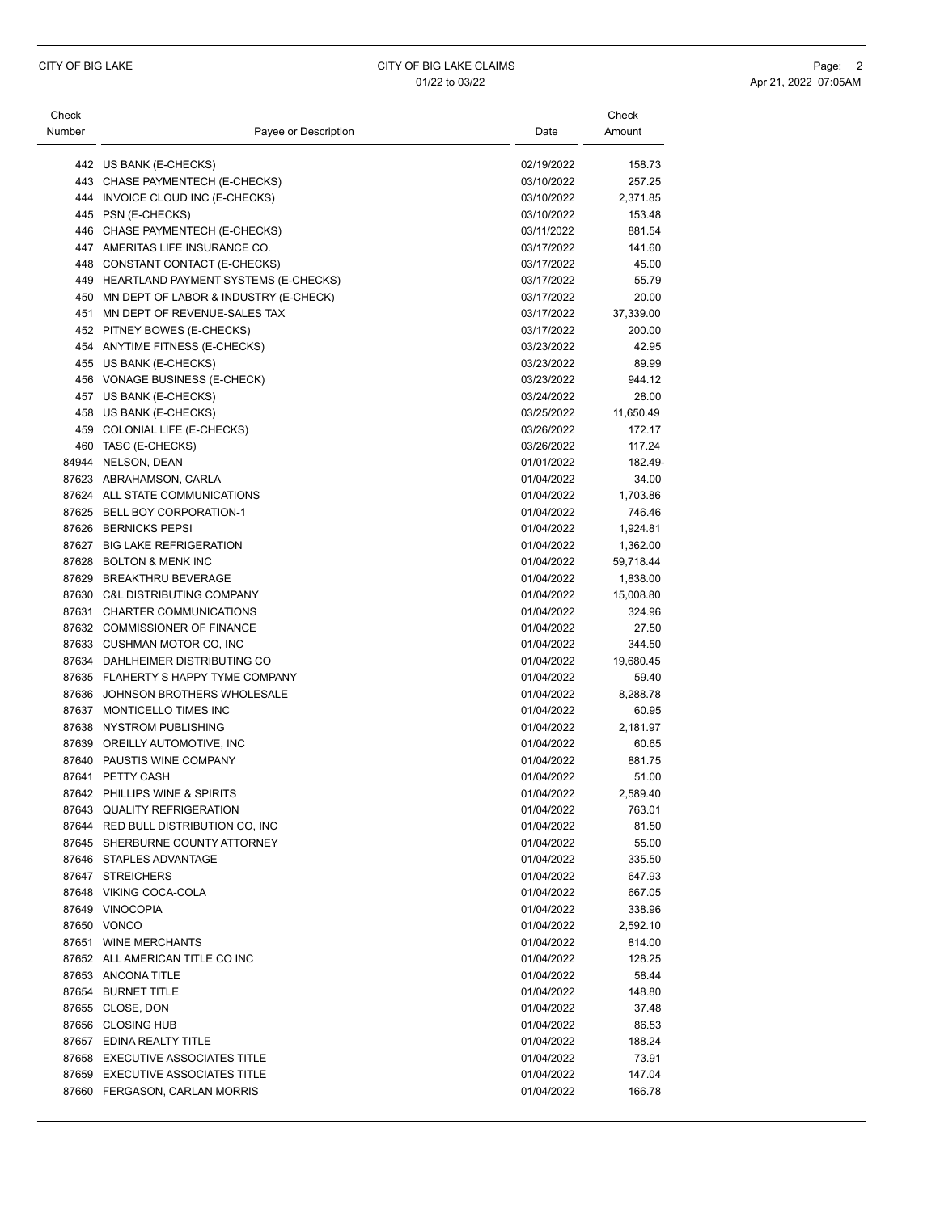| Check Number | Payee or Description | Date | Check Amount |
|---|---|---|---|
| 442 | US BANK (E-CHECKS) | 02/19/2022 | 158.73 |
| 443 | CHASE PAYMENTECH (E-CHECKS) | 03/10/2022 | 257.25 |
| 444 | INVOICE CLOUD INC (E-CHECKS) | 03/10/2022 | 2,371.85 |
| 445 | PSN (E-CHECKS) | 03/10/2022 | 153.48 |
| 446 | CHASE PAYMENTECH (E-CHECKS) | 03/11/2022 | 881.54 |
| 447 | AMERITAS LIFE INSURANCE CO. | 03/17/2022 | 141.60 |
| 448 | CONSTANT CONTACT (E-CHECKS) | 03/17/2022 | 45.00 |
| 449 | HEARTLAND PAYMENT SYSTEMS (E-CHECKS) | 03/17/2022 | 55.79 |
| 450 | MN DEPT OF LABOR & INDUSTRY (E-CHECK) | 03/17/2022 | 20.00 |
| 451 | MN DEPT OF REVENUE-SALES TAX | 03/17/2022 | 37,339.00 |
| 452 | PITNEY BOWES (E-CHECKS) | 03/17/2022 | 200.00 |
| 454 | ANYTIME FITNESS (E-CHECKS) | 03/23/2022 | 42.95 |
| 455 | US BANK (E-CHECKS) | 03/23/2022 | 89.99 |
| 456 | VONAGE BUSINESS (E-CHECK) | 03/23/2022 | 944.12 |
| 457 | US BANK (E-CHECKS) | 03/24/2022 | 28.00 |
| 458 | US BANK (E-CHECKS) | 03/25/2022 | 11,650.49 |
| 459 | COLONIAL LIFE (E-CHECKS) | 03/26/2022 | 172.17 |
| 460 | TASC (E-CHECKS) | 03/26/2022 | 117.24 |
| 84944 | NELSON, DEAN | 01/01/2022 | 182.49- |
| 87623 | ABRAHAMSON, CARLA | 01/04/2022 | 34.00 |
| 87624 | ALL STATE COMMUNICATIONS | 01/04/2022 | 1,703.86 |
| 87625 | BELL BOY CORPORATION-1 | 01/04/2022 | 746.46 |
| 87626 | BERNICKS PEPSI | 01/04/2022 | 1,924.81 |
| 87627 | BIG LAKE REFRIGERATION | 01/04/2022 | 1,362.00 |
| 87628 | BOLTON & MENK INC | 01/04/2022 | 59,718.44 |
| 87629 | BREAKTHRU BEVERAGE | 01/04/2022 | 1,838.00 |
| 87630 | C&L DISTRIBUTING COMPANY | 01/04/2022 | 15,008.80 |
| 87631 | CHARTER COMMUNICATIONS | 01/04/2022 | 324.96 |
| 87632 | COMMISSIONER OF FINANCE | 01/04/2022 | 27.50 |
| 87633 | CUSHMAN MOTOR CO, INC | 01/04/2022 | 344.50 |
| 87634 | DAHLHEIMER DISTRIBUTING CO | 01/04/2022 | 19,680.45 |
| 87635 | FLAHERTY S HAPPY TYME COMPANY | 01/04/2022 | 59.40 |
| 87636 | JOHNSON BROTHERS WHOLESALE | 01/04/2022 | 8,288.78 |
| 87637 | MONTICELLO TIMES INC | 01/04/2022 | 60.95 |
| 87638 | NYSTROM PUBLISHING | 01/04/2022 | 2,181.97 |
| 87639 | OREILLY AUTOMOTIVE, INC | 01/04/2022 | 60.65 |
| 87640 | PAUSTIS WINE COMPANY | 01/04/2022 | 881.75 |
| 87641 | PETTY CASH | 01/04/2022 | 51.00 |
| 87642 | PHILLIPS WINE & SPIRITS | 01/04/2022 | 2,589.40 |
| 87643 | QUALITY REFRIGERATION | 01/04/2022 | 763.01 |
| 87644 | RED BULL DISTRIBUTION CO, INC | 01/04/2022 | 81.50 |
| 87645 | SHERBURNE COUNTY ATTORNEY | 01/04/2022 | 55.00 |
| 87646 | STAPLES ADVANTAGE | 01/04/2022 | 335.50 |
| 87647 | STREICHERS | 01/04/2022 | 647.93 |
| 87648 | VIKING COCA-COLA | 01/04/2022 | 667.05 |
| 87649 | VINOCOPIA | 01/04/2022 | 338.96 |
| 87650 | VONCO | 01/04/2022 | 2,592.10 |
| 87651 | WINE MERCHANTS | 01/04/2022 | 814.00 |
| 87652 | ALL AMERICAN TITLE CO INC | 01/04/2022 | 128.25 |
| 87653 | ANCONA TITLE | 01/04/2022 | 58.44 |
| 87654 | BURNET TITLE | 01/04/2022 | 148.80 |
| 87655 | CLOSE, DON | 01/04/2022 | 37.48 |
| 87656 | CLOSING HUB | 01/04/2022 | 86.53 |
| 87657 | EDINA REALTY TITLE | 01/04/2022 | 188.24 |
| 87658 | EXECUTIVE ASSOCIATES TITLE | 01/04/2022 | 73.91 |
| 87659 | EXECUTIVE ASSOCIATES TITLE | 01/04/2022 | 147.04 |
| 87660 | FERGASON, CARLAN MORRIS | 01/04/2022 | 166.78 |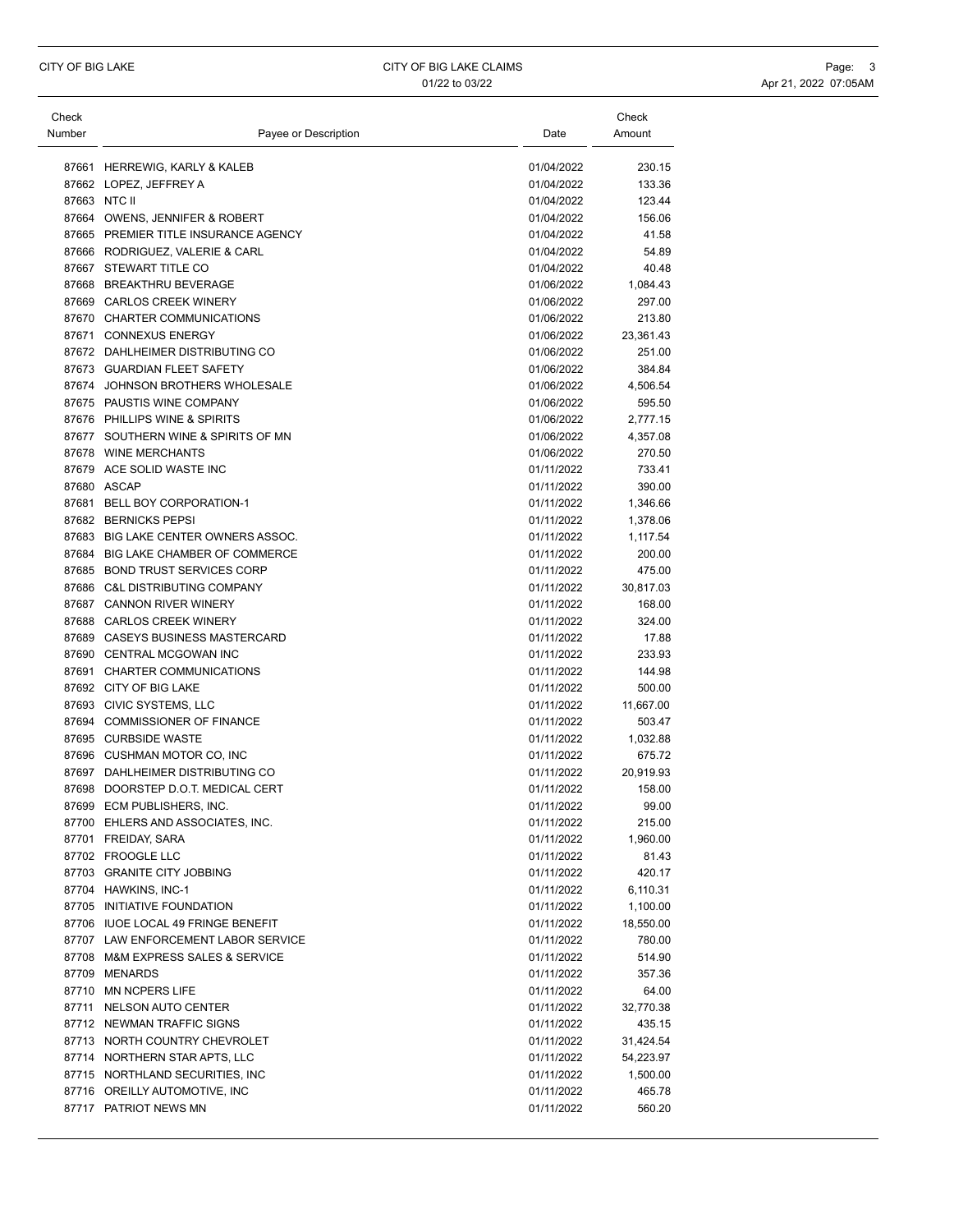| Check Number | Payee or Description | Date | Check Amount |
|---|---|---|---|
| 87661 | HERREWIG, KARLY & KALEB | 01/04/2022 | 230.15 |
| 87662 | LOPEZ, JEFFREY A | 01/04/2022 | 133.36 |
| 87663 | NTC II | 01/04/2022 | 123.44 |
| 87664 | OWENS, JENNIFER & ROBERT | 01/04/2022 | 156.06 |
| 87665 | PREMIER TITLE INSURANCE AGENCY | 01/04/2022 | 41.58 |
| 87666 | RODRIGUEZ, VALERIE & CARL | 01/04/2022 | 54.89 |
| 87667 | STEWART TITLE CO | 01/04/2022 | 40.48 |
| 87668 | BREAKTHRU BEVERAGE | 01/06/2022 | 1,084.43 |
| 87669 | CARLOS CREEK WINERY | 01/06/2022 | 297.00 |
| 87670 | CHARTER COMMUNICATIONS | 01/06/2022 | 213.80 |
| 87671 | CONNEXUS ENERGY | 01/06/2022 | 23,361.43 |
| 87672 | DAHLHEIMER DISTRIBUTING CO | 01/06/2022 | 251.00 |
| 87673 | GUARDIAN FLEET SAFETY | 01/06/2022 | 384.84 |
| 87674 | JOHNSON BROTHERS WHOLESALE | 01/06/2022 | 4,506.54 |
| 87675 | PAUSTIS WINE COMPANY | 01/06/2022 | 595.50 |
| 87676 | PHILLIPS WINE & SPIRITS | 01/06/2022 | 2,777.15 |
| 87677 | SOUTHERN WINE & SPIRITS OF MN | 01/06/2022 | 4,357.08 |
| 87678 | WINE MERCHANTS | 01/06/2022 | 270.50 |
| 87679 | ACE SOLID WASTE INC | 01/11/2022 | 733.41 |
| 87680 | ASCAP | 01/11/2022 | 390.00 |
| 87681 | BELL BOY CORPORATION-1 | 01/11/2022 | 1,346.66 |
| 87682 | BERNICKS PEPSI | 01/11/2022 | 1,378.06 |
| 87683 | BIG LAKE CENTER OWNERS ASSOC. | 01/11/2022 | 1,117.54 |
| 87684 | BIG LAKE CHAMBER OF COMMERCE | 01/11/2022 | 200.00 |
| 87685 | BOND TRUST SERVICES CORP | 01/11/2022 | 475.00 |
| 87686 | C&L DISTRIBUTING COMPANY | 01/11/2022 | 30,817.03 |
| 87687 | CANNON RIVER WINERY | 01/11/2022 | 168.00 |
| 87688 | CARLOS CREEK WINERY | 01/11/2022 | 324.00 |
| 87689 | CASEYS BUSINESS MASTERCARD | 01/11/2022 | 17.88 |
| 87690 | CENTRAL MCGOWAN INC | 01/11/2022 | 233.93 |
| 87691 | CHARTER COMMUNICATIONS | 01/11/2022 | 144.98 |
| 87692 | CITY OF BIG LAKE | 01/11/2022 | 500.00 |
| 87693 | CIVIC SYSTEMS, LLC | 01/11/2022 | 11,667.00 |
| 87694 | COMMISSIONER OF FINANCE | 01/11/2022 | 503.47 |
| 87695 | CURBSIDE WASTE | 01/11/2022 | 1,032.88 |
| 87696 | CUSHMAN MOTOR CO, INC | 01/11/2022 | 675.72 |
| 87697 | DAHLHEIMER DISTRIBUTING CO | 01/11/2022 | 20,919.93 |
| 87698 | DOORSTEP D.O.T. MEDICAL CERT | 01/11/2022 | 158.00 |
| 87699 | ECM PUBLISHERS, INC. | 01/11/2022 | 99.00 |
| 87700 | EHLERS AND ASSOCIATES, INC. | 01/11/2022 | 215.00 |
| 87701 | FREIDAY, SARA | 01/11/2022 | 1,960.00 |
| 87702 | FROOGLE LLC | 01/11/2022 | 81.43 |
| 87703 | GRANITE CITY JOBBING | 01/11/2022 | 420.17 |
| 87704 | HAWKINS, INC-1 | 01/11/2022 | 6,110.31 |
| 87705 | INITIATIVE FOUNDATION | 01/11/2022 | 1,100.00 |
| 87706 | IUOE LOCAL 49 FRINGE BENEFIT | 01/11/2022 | 18,550.00 |
| 87707 | LAW ENFORCEMENT LABOR SERVICE | 01/11/2022 | 780.00 |
| 87708 | M&M EXPRESS SALES & SERVICE | 01/11/2022 | 514.90 |
| 87709 | MENARDS | 01/11/2022 | 357.36 |
| 87710 | MN NCPERS LIFE | 01/11/2022 | 64.00 |
| 87711 | NELSON AUTO CENTER | 01/11/2022 | 32,770.38 |
| 87712 | NEWMAN TRAFFIC SIGNS | 01/11/2022 | 435.15 |
| 87713 | NORTH COUNTRY CHEVROLET | 01/11/2022 | 31,424.54 |
| 87714 | NORTHERN STAR APTS, LLC | 01/11/2022 | 54,223.97 |
| 87715 | NORTHLAND SECURITIES, INC | 01/11/2022 | 1,500.00 |
| 87716 | OREILLY AUTOMOTIVE, INC | 01/11/2022 | 465.78 |
| 87717 | PATRIOT NEWS MN | 01/11/2022 | 560.20 |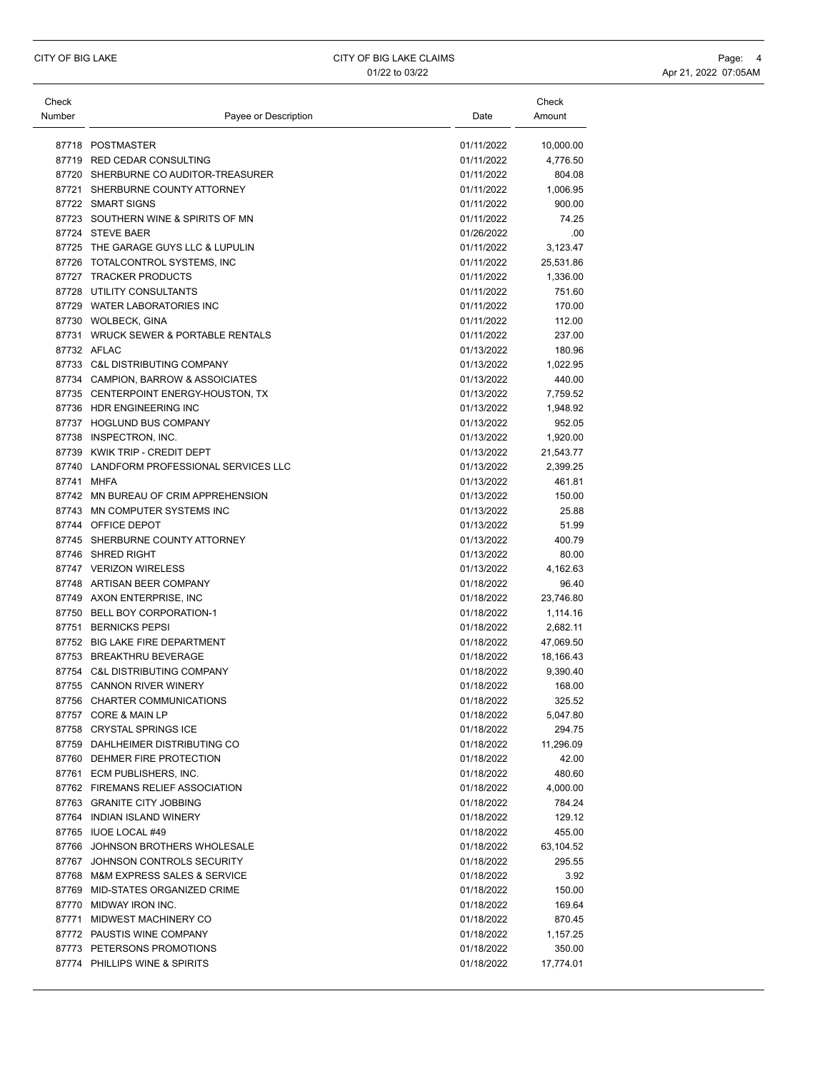| Check Number | Payee or Description | Date | Check Amount |
|---|---|---|---|
| 87718 | POSTMASTER | 01/11/2022 | 10,000.00 |
| 87719 | RED CEDAR CONSULTING | 01/11/2022 | 4,776.50 |
| 87720 | SHERBURNE CO AUDITOR-TREASURER | 01/11/2022 | 804.08 |
| 87721 | SHERBURNE COUNTY ATTORNEY | 01/11/2022 | 1,006.95 |
| 87722 | SMART SIGNS | 01/11/2022 | 900.00 |
| 87723 | SOUTHERN WINE & SPIRITS OF MN | 01/11/2022 | 74.25 |
| 87724 | STEVE BAER | 01/26/2022 | .00 |
| 87725 | THE GARAGE GUYS LLC & LUPULIN | 01/11/2022 | 3,123.47 |
| 87726 | TOTALCONTROL SYSTEMS, INC | 01/11/2022 | 25,531.86 |
| 87727 | TRACKER PRODUCTS | 01/11/2022 | 1,336.00 |
| 87728 | UTILITY CONSULTANTS | 01/11/2022 | 751.60 |
| 87729 | WATER LABORATORIES INC | 01/11/2022 | 170.00 |
| 87730 | WOLBECK, GINA | 01/11/2022 | 112.00 |
| 87731 | WRUCK SEWER & PORTABLE RENTALS | 01/11/2022 | 237.00 |
| 87732 | AFLAC | 01/13/2022 | 180.96 |
| 87733 | C&L DISTRIBUTING COMPANY | 01/13/2022 | 1,022.95 |
| 87734 | CAMPION, BARROW & ASSOICIATES | 01/13/2022 | 440.00 |
| 87735 | CENTERPOINT ENERGY-HOUSTON, TX | 01/13/2022 | 7,759.52 |
| 87736 | HDR ENGINEERING INC | 01/13/2022 | 1,948.92 |
| 87737 | HOGLUND BUS COMPANY | 01/13/2022 | 952.05 |
| 87738 | INSPECTRON, INC. | 01/13/2022 | 1,920.00 |
| 87739 | KWIK TRIP - CREDIT DEPT | 01/13/2022 | 21,543.77 |
| 87740 | LANDFORM PROFESSIONAL SERVICES LLC | 01/13/2022 | 2,399.25 |
| 87741 | MHFA | 01/13/2022 | 461.81 |
| 87742 | MN BUREAU OF CRIM APPREHENSION | 01/13/2022 | 150.00 |
| 87743 | MN COMPUTER SYSTEMS INC | 01/13/2022 | 25.88 |
| 87744 | OFFICE DEPOT | 01/13/2022 | 51.99 |
| 87745 | SHERBURNE COUNTY ATTORNEY | 01/13/2022 | 400.79 |
| 87746 | SHRED RIGHT | 01/13/2022 | 80.00 |
| 87747 | VERIZON WIRELESS | 01/13/2022 | 4,162.63 |
| 87748 | ARTISAN BEER COMPANY | 01/18/2022 | 96.40 |
| 87749 | AXON ENTERPRISE, INC | 01/18/2022 | 23,746.80 |
| 87750 | BELL BOY CORPORATION-1 | 01/18/2022 | 1,114.16 |
| 87751 | BERNICKS PEPSI | 01/18/2022 | 2,682.11 |
| 87752 | BIG LAKE FIRE DEPARTMENT | 01/18/2022 | 47,069.50 |
| 87753 | BREAKTHRU BEVERAGE | 01/18/2022 | 18,166.43 |
| 87754 | C&L DISTRIBUTING COMPANY | 01/18/2022 | 9,390.40 |
| 87755 | CANNON RIVER WINERY | 01/18/2022 | 168.00 |
| 87756 | CHARTER COMMUNICATIONS | 01/18/2022 | 325.52 |
| 87757 | CORE & MAIN LP | 01/18/2022 | 5,047.80 |
| 87758 | CRYSTAL SPRINGS ICE | 01/18/2022 | 294.75 |
| 87759 | DAHLHEIMER DISTRIBUTING CO | 01/18/2022 | 11,296.09 |
| 87760 | DEHMER FIRE PROTECTION | 01/18/2022 | 42.00 |
| 87761 | ECM PUBLISHERS, INC. | 01/18/2022 | 480.60 |
| 87762 | FIREMANS RELIEF ASSOCIATION | 01/18/2022 | 4,000.00 |
| 87763 | GRANITE CITY JOBBING | 01/18/2022 | 784.24 |
| 87764 | INDIAN ISLAND WINERY | 01/18/2022 | 129.12 |
| 87765 | IUOE LOCAL #49 | 01/18/2022 | 455.00 |
| 87766 | JOHNSON BROTHERS WHOLESALE | 01/18/2022 | 63,104.52 |
| 87767 | JOHNSON CONTROLS SECURITY | 01/18/2022 | 295.55 |
| 87768 | M&M EXPRESS SALES & SERVICE | 01/18/2022 | 3.92 |
| 87769 | MID-STATES ORGANIZED CRIME | 01/18/2022 | 150.00 |
| 87770 | MIDWAY IRON INC. | 01/18/2022 | 169.64 |
| 87771 | MIDWEST MACHINERY CO | 01/18/2022 | 870.45 |
| 87772 | PAUSTIS WINE COMPANY | 01/18/2022 | 1,157.25 |
| 87773 | PETERSONS PROMOTIONS | 01/18/2022 | 350.00 |
| 87774 | PHILLIPS WINE & SPIRITS | 01/18/2022 | 17,774.01 |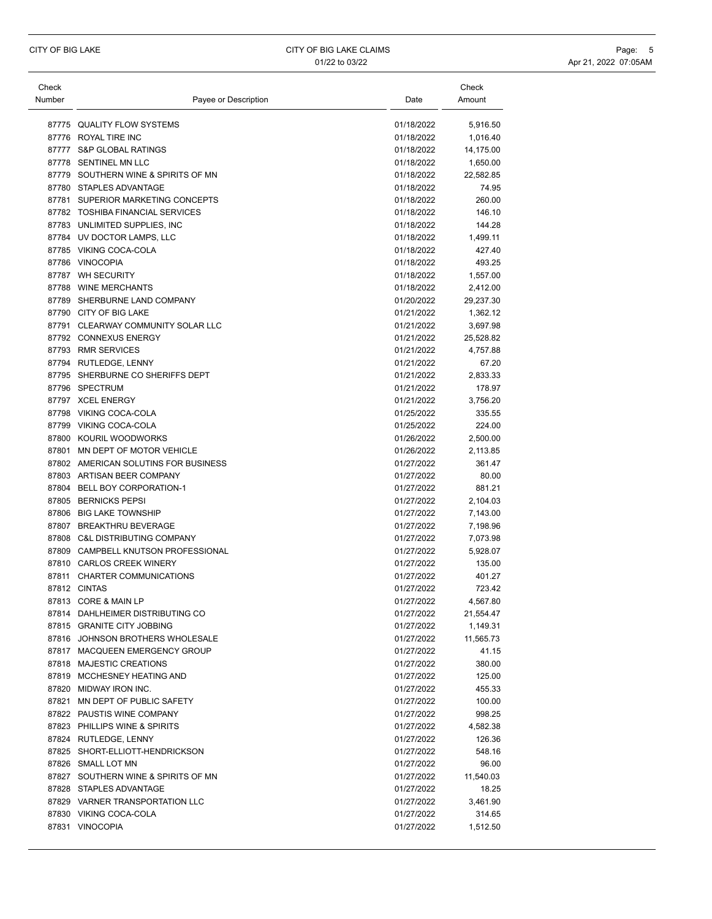| Check Number | Payee or Description | Date | Check Amount |
|---|---|---|---|
| 87775 | QUALITY FLOW SYSTEMS | 01/18/2022 | 5,916.50 |
| 87776 | ROYAL TIRE INC | 01/18/2022 | 1,016.40 |
| 87777 | S&P GLOBAL RATINGS | 01/18/2022 | 14,175.00 |
| 87778 | SENTINEL MN LLC | 01/18/2022 | 1,650.00 |
| 87779 | SOUTHERN WINE & SPIRITS OF MN | 01/18/2022 | 22,582.85 |
| 87780 | STAPLES ADVANTAGE | 01/18/2022 | 74.95 |
| 87781 | SUPERIOR MARKETING CONCEPTS | 01/18/2022 | 260.00 |
| 87782 | TOSHIBA FINANCIAL SERVICES | 01/18/2022 | 146.10 |
| 87783 | UNLIMITED SUPPLIES, INC | 01/18/2022 | 144.28 |
| 87784 | UV DOCTOR LAMPS, LLC | 01/18/2022 | 1,499.11 |
| 87785 | VIKING COCA-COLA | 01/18/2022 | 427.40 |
| 87786 | VINOCOPIA | 01/18/2022 | 493.25 |
| 87787 | WH SECURITY | 01/18/2022 | 1,557.00 |
| 87788 | WINE MERCHANTS | 01/18/2022 | 2,412.00 |
| 87789 | SHERBURNE LAND COMPANY | 01/20/2022 | 29,237.30 |
| 87790 | CITY OF BIG LAKE | 01/21/2022 | 1,362.12 |
| 87791 | CLEARWAY COMMUNITY SOLAR LLC | 01/21/2022 | 3,697.98 |
| 87792 | CONNEXUS ENERGY | 01/21/2022 | 25,528.82 |
| 87793 | RMR SERVICES | 01/21/2022 | 4,757.88 |
| 87794 | RUTLEDGE, LENNY | 01/21/2022 | 67.20 |
| 87795 | SHERBURNE CO SHERIFFS DEPT | 01/21/2022 | 2,833.33 |
| 87796 | SPECTRUM | 01/21/2022 | 178.97 |
| 87797 | XCEL ENERGY | 01/21/2022 | 3,756.20 |
| 87798 | VIKING COCA-COLA | 01/25/2022 | 335.55 |
| 87799 | VIKING COCA-COLA | 01/25/2022 | 224.00 |
| 87800 | KOURIL WOODWORKS | 01/26/2022 | 2,500.00 |
| 87801 | MN DEPT OF MOTOR VEHICLE | 01/26/2022 | 2,113.85 |
| 87802 | AMERICAN SOLUTINS FOR BUSINESS | 01/27/2022 | 361.47 |
| 87803 | ARTISAN BEER COMPANY | 01/27/2022 | 80.00 |
| 87804 | BELL BOY CORPORATION-1 | 01/27/2022 | 881.21 |
| 87805 | BERNICKS PEPSI | 01/27/2022 | 2,104.03 |
| 87806 | BIG LAKE TOWNSHIP | 01/27/2022 | 7,143.00 |
| 87807 | BREAKTHRU BEVERAGE | 01/27/2022 | 7,198.96 |
| 87808 | C&L DISTRIBUTING COMPANY | 01/27/2022 | 7,073.98 |
| 87809 | CAMPBELL KNUTSON PROFESSIONAL | 01/27/2022 | 5,928.07 |
| 87810 | CARLOS CREEK WINERY | 01/27/2022 | 135.00 |
| 87811 | CHARTER COMMUNICATIONS | 01/27/2022 | 401.27 |
| 87812 | CINTAS | 01/27/2022 | 723.42 |
| 87813 | CORE & MAIN LP | 01/27/2022 | 4,567.80 |
| 87814 | DAHLHEIMER DISTRIBUTING CO | 01/27/2022 | 21,554.47 |
| 87815 | GRANITE CITY JOBBING | 01/27/2022 | 1,149.31 |
| 87816 | JOHNSON BROTHERS WHOLESALE | 01/27/2022 | 11,565.73 |
| 87817 | MACQUEEN EMERGENCY GROUP | 01/27/2022 | 41.15 |
| 87818 | MAJESTIC CREATIONS | 01/27/2022 | 380.00 |
| 87819 | MCCHESNEY HEATING AND | 01/27/2022 | 125.00 |
| 87820 | MIDWAY IRON INC. | 01/27/2022 | 455.33 |
| 87821 | MN DEPT OF PUBLIC SAFETY | 01/27/2022 | 100.00 |
| 87822 | PAUSTIS WINE COMPANY | 01/27/2022 | 998.25 |
| 87823 | PHILLIPS WINE & SPIRITS | 01/27/2022 | 4,582.38 |
| 87824 | RUTLEDGE, LENNY | 01/27/2022 | 126.36 |
| 87825 | SHORT-ELLIOTT-HENDRICKSON | 01/27/2022 | 548.16 |
| 87826 | SMALL LOT MN | 01/27/2022 | 96.00 |
| 87827 | SOUTHERN WINE & SPIRITS OF MN | 01/27/2022 | 11,540.03 |
| 87828 | STAPLES ADVANTAGE | 01/27/2022 | 18.25 |
| 87829 | VARNER TRANSPORTATION LLC | 01/27/2022 | 3,461.90 |
| 87830 | VIKING COCA-COLA | 01/27/2022 | 314.65 |
| 87831 | VINOCOPIA | 01/27/2022 | 1,512.50 |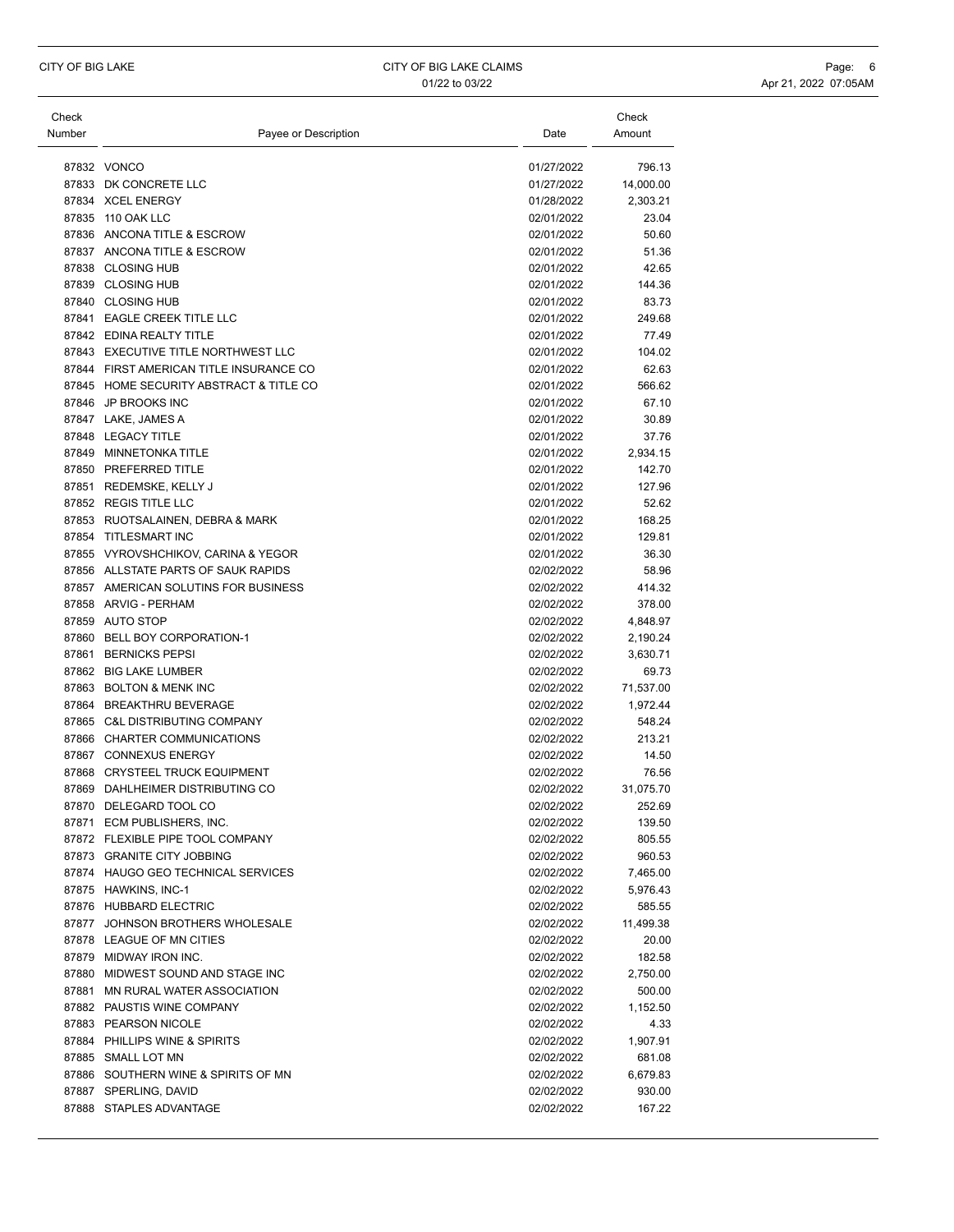| Check Number | Payee or Description | Date | Check Amount |
|---|---|---|---|
| 87832 | VONCO | 01/27/2022 | 796.13 |
| 87833 | DK CONCRETE LLC | 01/27/2022 | 14,000.00 |
| 87834 | XCEL ENERGY | 01/28/2022 | 2,303.21 |
| 87835 | 110 OAK LLC | 02/01/2022 | 23.04 |
| 87836 | ANCONA TITLE & ESCROW | 02/01/2022 | 50.60 |
| 87837 | ANCONA TITLE & ESCROW | 02/01/2022 | 51.36 |
| 87838 | CLOSING HUB | 02/01/2022 | 42.65 |
| 87839 | CLOSING HUB | 02/01/2022 | 144.36 |
| 87840 | CLOSING HUB | 02/01/2022 | 83.73 |
| 87841 | EAGLE CREEK TITLE LLC | 02/01/2022 | 249.68 |
| 87842 | EDINA REALTY TITLE | 02/01/2022 | 77.49 |
| 87843 | EXECUTIVE TITLE NORTHWEST LLC | 02/01/2022 | 104.02 |
| 87844 | FIRST AMERICAN TITLE INSURANCE CO | 02/01/2022 | 62.63 |
| 87845 | HOME SECURITY ABSTRACT & TITLE CO | 02/01/2022 | 566.62 |
| 87846 | JP BROOKS INC | 02/01/2022 | 67.10 |
| 87847 | LAKE, JAMES A | 02/01/2022 | 30.89 |
| 87848 | LEGACY TITLE | 02/01/2022 | 37.76 |
| 87849 | MINNETONKA TITLE | 02/01/2022 | 2,934.15 |
| 87850 | PREFERRED TITLE | 02/01/2022 | 142.70 |
| 87851 | REDEMSKE, KELLY J | 02/01/2022 | 127.96 |
| 87852 | REGIS TITLE LLC | 02/01/2022 | 52.62 |
| 87853 | RUOTSALAINEN, DEBRA & MARK | 02/01/2022 | 168.25 |
| 87854 | TITLESMART INC | 02/01/2022 | 129.81 |
| 87855 | VYROVSHCHIKOV, CARINA & YEGOR | 02/01/2022 | 36.30 |
| 87856 | ALLSTATE PARTS OF SAUK RAPIDS | 02/02/2022 | 58.96 |
| 87857 | AMERICAN SOLUTINS FOR BUSINESS | 02/02/2022 | 414.32 |
| 87858 | ARVIG - PERHAM | 02/02/2022 | 378.00 |
| 87859 | AUTO STOP | 02/02/2022 | 4,848.97 |
| 87860 | BELL BOY CORPORATION-1 | 02/02/2022 | 2,190.24 |
| 87861 | BERNICKS PEPSI | 02/02/2022 | 3,630.71 |
| 87862 | BIG LAKE LUMBER | 02/02/2022 | 69.73 |
| 87863 | BOLTON & MENK INC | 02/02/2022 | 71,537.00 |
| 87864 | BREAKTHRU BEVERAGE | 02/02/2022 | 1,972.44 |
| 87865 | C&L DISTRIBUTING COMPANY | 02/02/2022 | 548.24 |
| 87866 | CHARTER COMMUNICATIONS | 02/02/2022 | 213.21 |
| 87867 | CONNEXUS ENERGY | 02/02/2022 | 14.50 |
| 87868 | CRYSTEEL TRUCK EQUIPMENT | 02/02/2022 | 76.56 |
| 87869 | DAHLHEIMER DISTRIBUTING CO | 02/02/2022 | 31,075.70 |
| 87870 | DELEGARD TOOL CO | 02/02/2022 | 252.69 |
| 87871 | ECM PUBLISHERS, INC. | 02/02/2022 | 139.50 |
| 87872 | FLEXIBLE PIPE TOOL COMPANY | 02/02/2022 | 805.55 |
| 87873 | GRANITE CITY JOBBING | 02/02/2022 | 960.53 |
| 87874 | HAUGO GEO TECHNICAL SERVICES | 02/02/2022 | 7,465.00 |
| 87875 | HAWKINS, INC-1 | 02/02/2022 | 5,976.43 |
| 87876 | HUBBARD ELECTRIC | 02/02/2022 | 585.55 |
| 87877 | JOHNSON BROTHERS WHOLESALE | 02/02/2022 | 11,499.38 |
| 87878 | LEAGUE OF MN CITIES | 02/02/2022 | 20.00 |
| 87879 | MIDWAY IRON INC. | 02/02/2022 | 182.58 |
| 87880 | MIDWEST SOUND AND STAGE INC | 02/02/2022 | 2,750.00 |
| 87881 | MN RURAL WATER ASSOCIATION | 02/02/2022 | 500.00 |
| 87882 | PAUSTIS WINE COMPANY | 02/02/2022 | 1,152.50 |
| 87883 | PEARSON NICOLE | 02/02/2022 | 4.33 |
| 87884 | PHILLIPS WINE & SPIRITS | 02/02/2022 | 1,907.91 |
| 87885 | SMALL LOT MN | 02/02/2022 | 681.08 |
| 87886 | SOUTHERN WINE & SPIRITS OF MN | 02/02/2022 | 6,679.83 |
| 87887 | SPERLING, DAVID | 02/02/2022 | 930.00 |
| 87888 | STAPLES ADVANTAGE | 02/02/2022 | 167.22 |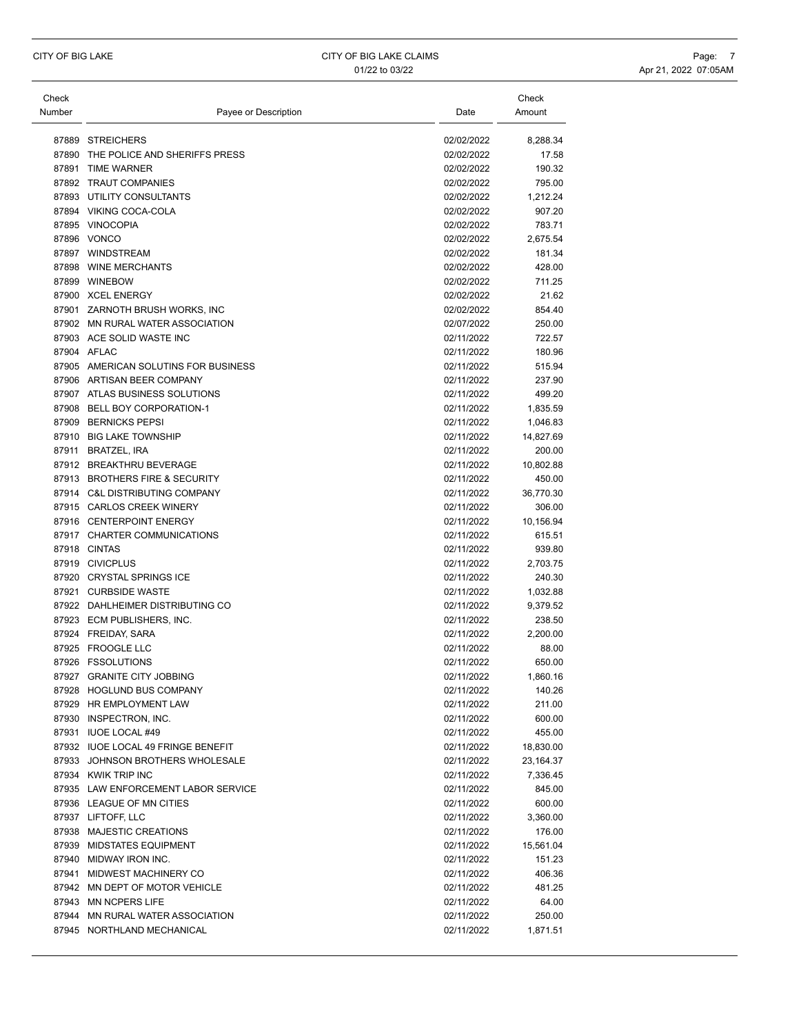| Check Number | Payee or Description | Date | Check Amount |
|---|---|---|---|
| 87889 | STREICHERS | 02/02/2022 | 8,288.34 |
| 87890 | THE POLICE AND SHERIFFS PRESS | 02/02/2022 | 17.58 |
| 87891 | TIME WARNER | 02/02/2022 | 190.32 |
| 87892 | TRAUT COMPANIES | 02/02/2022 | 795.00 |
| 87893 | UTILITY CONSULTANTS | 02/02/2022 | 1,212.24 |
| 87894 | VIKING COCA-COLA | 02/02/2022 | 907.20 |
| 87895 | VINOCOPIA | 02/02/2022 | 783.71 |
| 87896 | VONCO | 02/02/2022 | 2,675.54 |
| 87897 | WINDSTREAM | 02/02/2022 | 181.34 |
| 87898 | WINE MERCHANTS | 02/02/2022 | 428.00 |
| 87899 | WINEBOW | 02/02/2022 | 711.25 |
| 87900 | XCEL ENERGY | 02/02/2022 | 21.62 |
| 87901 | ZARNOTH BRUSH WORKS, INC | 02/02/2022 | 854.40 |
| 87902 | MN RURAL WATER ASSOCIATION | 02/07/2022 | 250.00 |
| 87903 | ACE SOLID WASTE INC | 02/11/2022 | 722.57 |
| 87904 | AFLAC | 02/11/2022 | 180.96 |
| 87905 | AMERICAN SOLUTINS FOR BUSINESS | 02/11/2022 | 515.94 |
| 87906 | ARTISAN BEER COMPANY | 02/11/2022 | 237.90 |
| 87907 | ATLAS BUSINESS SOLUTIONS | 02/11/2022 | 499.20 |
| 87908 | BELL BOY CORPORATION-1 | 02/11/2022 | 1,835.59 |
| 87909 | BERNICKS PEPSI | 02/11/2022 | 1,046.83 |
| 87910 | BIG LAKE TOWNSHIP | 02/11/2022 | 14,827.69 |
| 87911 | BRATZEL, IRA | 02/11/2022 | 200.00 |
| 87912 | BREAKTHRU BEVERAGE | 02/11/2022 | 10,802.88 |
| 87913 | BROTHERS FIRE & SECURITY | 02/11/2022 | 450.00 |
| 87914 | C&L DISTRIBUTING COMPANY | 02/11/2022 | 36,770.30 |
| 87915 | CARLOS CREEK WINERY | 02/11/2022 | 306.00 |
| 87916 | CENTERPOINT ENERGY | 02/11/2022 | 10,156.94 |
| 87917 | CHARTER COMMUNICATIONS | 02/11/2022 | 615.51 |
| 87918 | CINTAS | 02/11/2022 | 939.80 |
| 87919 | CIVICPLUS | 02/11/2022 | 2,703.75 |
| 87920 | CRYSTAL SPRINGS ICE | 02/11/2022 | 240.30 |
| 87921 | CURBSIDE WASTE | 02/11/2022 | 1,032.88 |
| 87922 | DAHLHEIMER DISTRIBUTING CO | 02/11/2022 | 9,379.52 |
| 87923 | ECM PUBLISHERS, INC. | 02/11/2022 | 238.50 |
| 87924 | FREIDAY, SARA | 02/11/2022 | 2,200.00 |
| 87925 | FROOGLE LLC | 02/11/2022 | 88.00 |
| 87926 | FSSOLUTIONS | 02/11/2022 | 650.00 |
| 87927 | GRANITE CITY JOBBING | 02/11/2022 | 1,860.16 |
| 87928 | HOGLUND BUS COMPANY | 02/11/2022 | 140.26 |
| 87929 | HR EMPLOYMENT LAW | 02/11/2022 | 211.00 |
| 87930 | INSPECTRON, INC. | 02/11/2022 | 600.00 |
| 87931 | IUOE LOCAL #49 | 02/11/2022 | 455.00 |
| 87932 | IUOE LOCAL 49 FRINGE BENEFIT | 02/11/2022 | 18,830.00 |
| 87933 | JOHNSON BROTHERS WHOLESALE | 02/11/2022 | 23,164.37 |
| 87934 | KWIK TRIP INC | 02/11/2022 | 7,336.45 |
| 87935 | LAW ENFORCEMENT LABOR SERVICE | 02/11/2022 | 845.00 |
| 87936 | LEAGUE OF MN CITIES | 02/11/2022 | 600.00 |
| 87937 | LIFTOFF, LLC | 02/11/2022 | 3,360.00 |
| 87938 | MAJESTIC CREATIONS | 02/11/2022 | 176.00 |
| 87939 | MIDSTATES EQUIPMENT | 02/11/2022 | 15,561.04 |
| 87940 | MIDWAY IRON INC. | 02/11/2022 | 151.23 |
| 87941 | MIDWEST MACHINERY CO | 02/11/2022 | 406.36 |
| 87942 | MN DEPT OF MOTOR VEHICLE | 02/11/2022 | 481.25 |
| 87943 | MN NCPERS LIFE | 02/11/2022 | 64.00 |
| 87944 | MN RURAL WATER ASSOCIATION | 02/11/2022 | 250.00 |
| 87945 | NORTHLAND MECHANICAL | 02/11/2022 | 1,871.51 |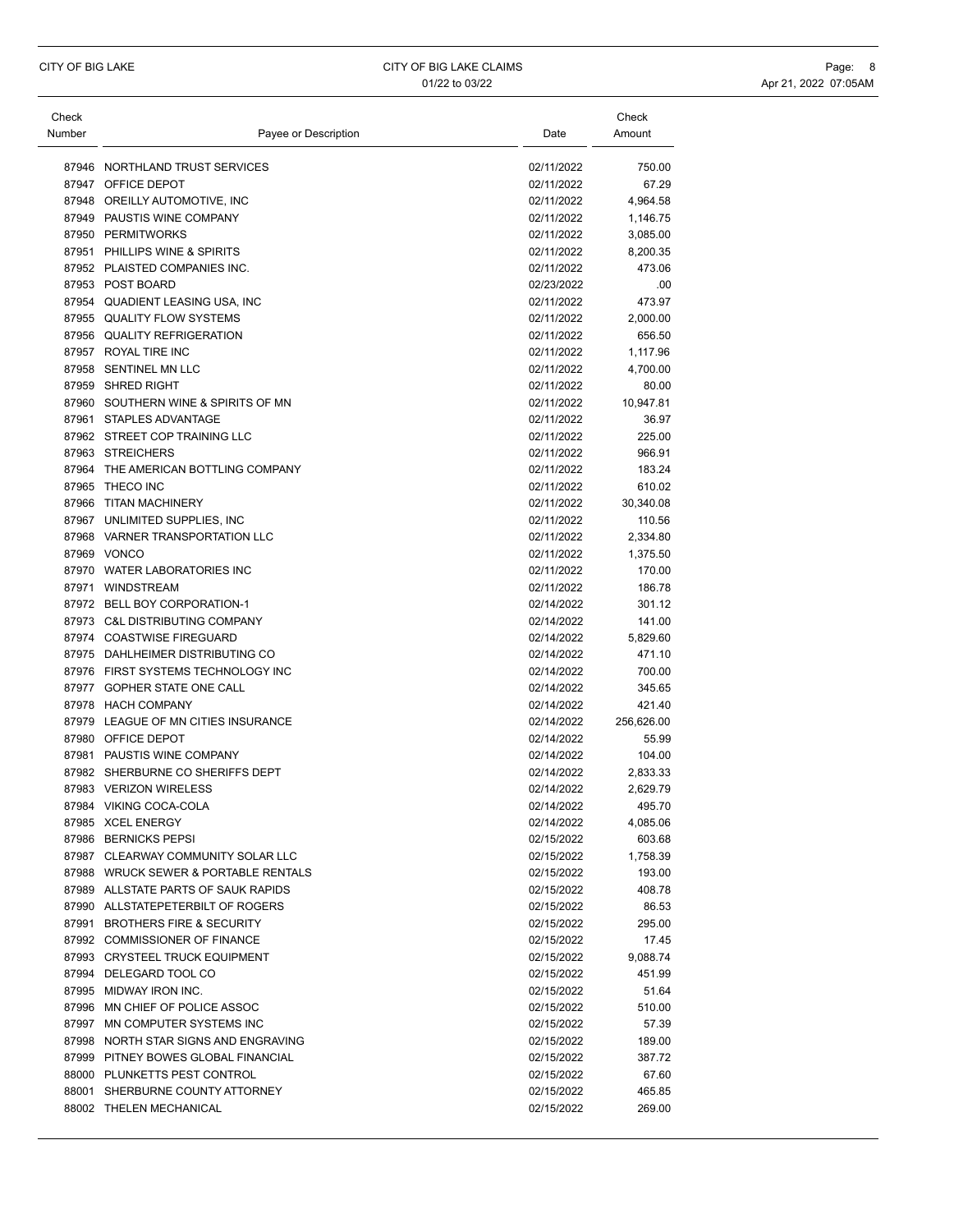| Check Number | Payee or Description | Date | Check Amount |
|---|---|---|---|
| 87946 | NORTHLAND TRUST SERVICES | 02/11/2022 | 750.00 |
| 87947 | OFFICE DEPOT | 02/11/2022 | 67.29 |
| 87948 | OREILLY AUTOMOTIVE, INC | 02/11/2022 | 4,964.58 |
| 87949 | PAUSTIS WINE COMPANY | 02/11/2022 | 1,146.75 |
| 87950 | PERMITWORKS | 02/11/2022 | 3,085.00 |
| 87951 | PHILLIPS WINE & SPIRITS | 02/11/2022 | 8,200.35 |
| 87952 | PLAISTED COMPANIES INC. | 02/11/2022 | 473.06 |
| 87953 | POST BOARD | 02/23/2022 | .00 |
| 87954 | QUADIENT LEASING USA, INC | 02/11/2022 | 473.97 |
| 87955 | QUALITY FLOW SYSTEMS | 02/11/2022 | 2,000.00 |
| 87956 | QUALITY REFRIGERATION | 02/11/2022 | 656.50 |
| 87957 | ROYAL TIRE INC | 02/11/2022 | 1,117.96 |
| 87958 | SENTINEL MN LLC | 02/11/2022 | 4,700.00 |
| 87959 | SHRED RIGHT | 02/11/2022 | 80.00 |
| 87960 | SOUTHERN WINE & SPIRITS OF MN | 02/11/2022 | 10,947.81 |
| 87961 | STAPLES ADVANTAGE | 02/11/2022 | 36.97 |
| 87962 | STREET COP TRAINING LLC | 02/11/2022 | 225.00 |
| 87963 | STREICHERS | 02/11/2022 | 966.91 |
| 87964 | THE AMERICAN BOTTLING COMPANY | 02/11/2022 | 183.24 |
| 87965 | THECO INC | 02/11/2022 | 610.02 |
| 87966 | TITAN MACHINERY | 02/11/2022 | 30,340.08 |
| 87967 | UNLIMITED SUPPLIES, INC | 02/11/2022 | 110.56 |
| 87968 | VARNER TRANSPORTATION LLC | 02/11/2022 | 2,334.80 |
| 87969 | VONCO | 02/11/2022 | 1,375.50 |
| 87970 | WATER LABORATORIES INC | 02/11/2022 | 170.00 |
| 87971 | WINDSTREAM | 02/11/2022 | 186.78 |
| 87972 | BELL BOY CORPORATION-1 | 02/14/2022 | 301.12 |
| 87973 | C&L DISTRIBUTING COMPANY | 02/14/2022 | 141.00 |
| 87974 | COASTWISE FIREGUARD | 02/14/2022 | 5,829.60 |
| 87975 | DAHLHEIMER DISTRIBUTING CO | 02/14/2022 | 471.10 |
| 87976 | FIRST SYSTEMS TECHNOLOGY INC | 02/14/2022 | 700.00 |
| 87977 | GOPHER STATE ONE CALL | 02/14/2022 | 345.65 |
| 87978 | HACH COMPANY | 02/14/2022 | 421.40 |
| 87979 | LEAGUE OF MN CITIES INSURANCE | 02/14/2022 | 256,626.00 |
| 87980 | OFFICE DEPOT | 02/14/2022 | 55.99 |
| 87981 | PAUSTIS WINE COMPANY | 02/14/2022 | 104.00 |
| 87982 | SHERBURNE CO SHERIFFS DEPT | 02/14/2022 | 2,833.33 |
| 87983 | VERIZON WIRELESS | 02/14/2022 | 2,629.79 |
| 87984 | VIKING COCA-COLA | 02/14/2022 | 495.70 |
| 87985 | XCEL ENERGY | 02/14/2022 | 4,085.06 |
| 87986 | BERNICKS PEPSI | 02/15/2022 | 603.68 |
| 87987 | CLEARWAY COMMUNITY SOLAR LLC | 02/15/2022 | 1,758.39 |
| 87988 | WRUCK SEWER & PORTABLE RENTALS | 02/15/2022 | 193.00 |
| 87989 | ALLSTATE PARTS OF SAUK RAPIDS | 02/15/2022 | 408.78 |
| 87990 | ALLSTATEPETERBILT OF ROGERS | 02/15/2022 | 86.53 |
| 87991 | BROTHERS FIRE & SECURITY | 02/15/2022 | 295.00 |
| 87992 | COMMISSIONER OF FINANCE | 02/15/2022 | 17.45 |
| 87993 | CRYSTEEL TRUCK EQUIPMENT | 02/15/2022 | 9,088.74 |
| 87994 | DELEGARD TOOL CO | 02/15/2022 | 451.99 |
| 87995 | MIDWAY IRON INC. | 02/15/2022 | 51.64 |
| 87996 | MN CHIEF OF POLICE ASSOC | 02/15/2022 | 510.00 |
| 87997 | MN COMPUTER SYSTEMS INC | 02/15/2022 | 57.39 |
| 87998 | NORTH STAR SIGNS AND ENGRAVING | 02/15/2022 | 189.00 |
| 87999 | PITNEY BOWES GLOBAL FINANCIAL | 02/15/2022 | 387.72 |
| 88000 | PLUNKETTS PEST CONTROL | 02/15/2022 | 67.60 |
| 88001 | SHERBURNE COUNTY ATTORNEY | 02/15/2022 | 465.85 |
| 88002 | THELEN MECHANICAL | 02/15/2022 | 269.00 |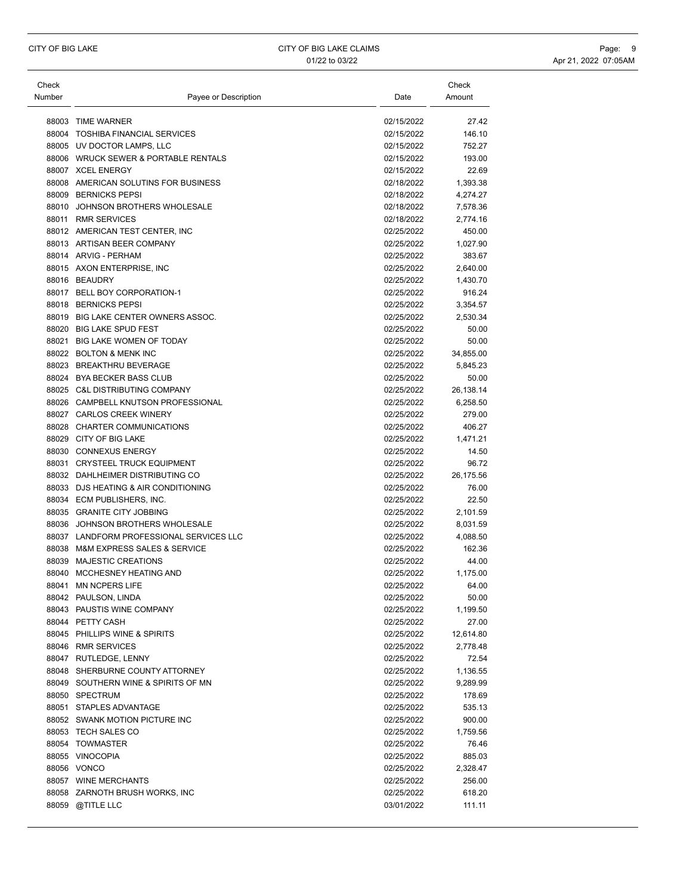| Check Number | Payee or Description | Date | Check Amount |
|---|---|---|---|
| 88003 | TIME WARNER | 02/15/2022 | 27.42 |
| 88004 | TOSHIBA FINANCIAL SERVICES | 02/15/2022 | 146.10 |
| 88005 | UV DOCTOR LAMPS, LLC | 02/15/2022 | 752.27 |
| 88006 | WRUCK SEWER & PORTABLE RENTALS | 02/15/2022 | 193.00 |
| 88007 | XCEL ENERGY | 02/15/2022 | 22.69 |
| 88008 | AMERICAN SOLUTINS FOR BUSINESS | 02/18/2022 | 1,393.38 |
| 88009 | BERNICKS PEPSI | 02/18/2022 | 4,274.27 |
| 88010 | JOHNSON BROTHERS WHOLESALE | 02/18/2022 | 7,578.36 |
| 88011 | RMR SERVICES | 02/18/2022 | 2,774.16 |
| 88012 | AMERICAN TEST CENTER, INC | 02/25/2022 | 450.00 |
| 88013 | ARTISAN BEER COMPANY | 02/25/2022 | 1,027.90 |
| 88014 | ARVIG - PERHAM | 02/25/2022 | 383.67 |
| 88015 | AXON ENTERPRISE, INC | 02/25/2022 | 2,640.00 |
| 88016 | BEAUDRY | 02/25/2022 | 1,430.70 |
| 88017 | BELL BOY CORPORATION-1 | 02/25/2022 | 916.24 |
| 88018 | BERNICKS PEPSI | 02/25/2022 | 3,354.57 |
| 88019 | BIG LAKE CENTER OWNERS ASSOC. | 02/25/2022 | 2,530.34 |
| 88020 | BIG LAKE SPUD FEST | 02/25/2022 | 50.00 |
| 88021 | BIG LAKE WOMEN OF TODAY | 02/25/2022 | 50.00 |
| 88022 | BOLTON & MENK INC | 02/25/2022 | 34,855.00 |
| 88023 | BREAKTHRU BEVERAGE | 02/25/2022 | 5,845.23 |
| 88024 | BYA BECKER BASS CLUB | 02/25/2022 | 50.00 |
| 88025 | C&L DISTRIBUTING COMPANY | 02/25/2022 | 26,138.14 |
| 88026 | CAMPBELL KNUTSON PROFESSIONAL | 02/25/2022 | 6,258.50 |
| 88027 | CARLOS CREEK WINERY | 02/25/2022 | 279.00 |
| 88028 | CHARTER COMMUNICATIONS | 02/25/2022 | 406.27 |
| 88029 | CITY OF BIG LAKE | 02/25/2022 | 1,471.21 |
| 88030 | CONNEXUS ENERGY | 02/25/2022 | 14.50 |
| 88031 | CRYSTEEL TRUCK EQUIPMENT | 02/25/2022 | 96.72 |
| 88032 | DAHLHEIMER DISTRIBUTING CO | 02/25/2022 | 26,175.56 |
| 88033 | DJS HEATING & AIR CONDITIONING | 02/25/2022 | 76.00 |
| 88034 | ECM PUBLISHERS, INC. | 02/25/2022 | 22.50 |
| 88035 | GRANITE CITY JOBBING | 02/25/2022 | 2,101.59 |
| 88036 | JOHNSON BROTHERS WHOLESALE | 02/25/2022 | 8,031.59 |
| 88037 | LANDFORM PROFESSIONAL SERVICES LLC | 02/25/2022 | 4,088.50 |
| 88038 | M&M EXPRESS SALES & SERVICE | 02/25/2022 | 162.36 |
| 88039 | MAJESTIC CREATIONS | 02/25/2022 | 44.00 |
| 88040 | MCCHESNEY HEATING AND | 02/25/2022 | 1,175.00 |
| 88041 | MN NCPERS LIFE | 02/25/2022 | 64.00 |
| 88042 | PAULSON, LINDA | 02/25/2022 | 50.00 |
| 88043 | PAUSTIS WINE COMPANY | 02/25/2022 | 1,199.50 |
| 88044 | PETTY CASH | 02/25/2022 | 27.00 |
| 88045 | PHILLIPS WINE & SPIRITS | 02/25/2022 | 12,614.80 |
| 88046 | RMR SERVICES | 02/25/2022 | 2,778.48 |
| 88047 | RUTLEDGE, LENNY | 02/25/2022 | 72.54 |
| 88048 | SHERBURNE COUNTY ATTORNEY | 02/25/2022 | 1,136.55 |
| 88049 | SOUTHERN WINE & SPIRITS OF MN | 02/25/2022 | 9,289.99 |
| 88050 | SPECTRUM | 02/25/2022 | 178.69 |
| 88051 | STAPLES ADVANTAGE | 02/25/2022 | 535.13 |
| 88052 | SWANK MOTION PICTURE INC | 02/25/2022 | 900.00 |
| 88053 | TECH SALES CO | 02/25/2022 | 1,759.56 |
| 88054 | TOWMASTER | 02/25/2022 | 76.46 |
| 88055 | VINOCOPIA | 02/25/2022 | 885.03 |
| 88056 | VONCO | 02/25/2022 | 2,328.47 |
| 88057 | WINE MERCHANTS | 02/25/2022 | 256.00 |
| 88058 | ZARNOTH BRUSH WORKS, INC | 02/25/2022 | 618.20 |
| 88059 | @TITLE LLC | 03/01/2022 | 111.11 |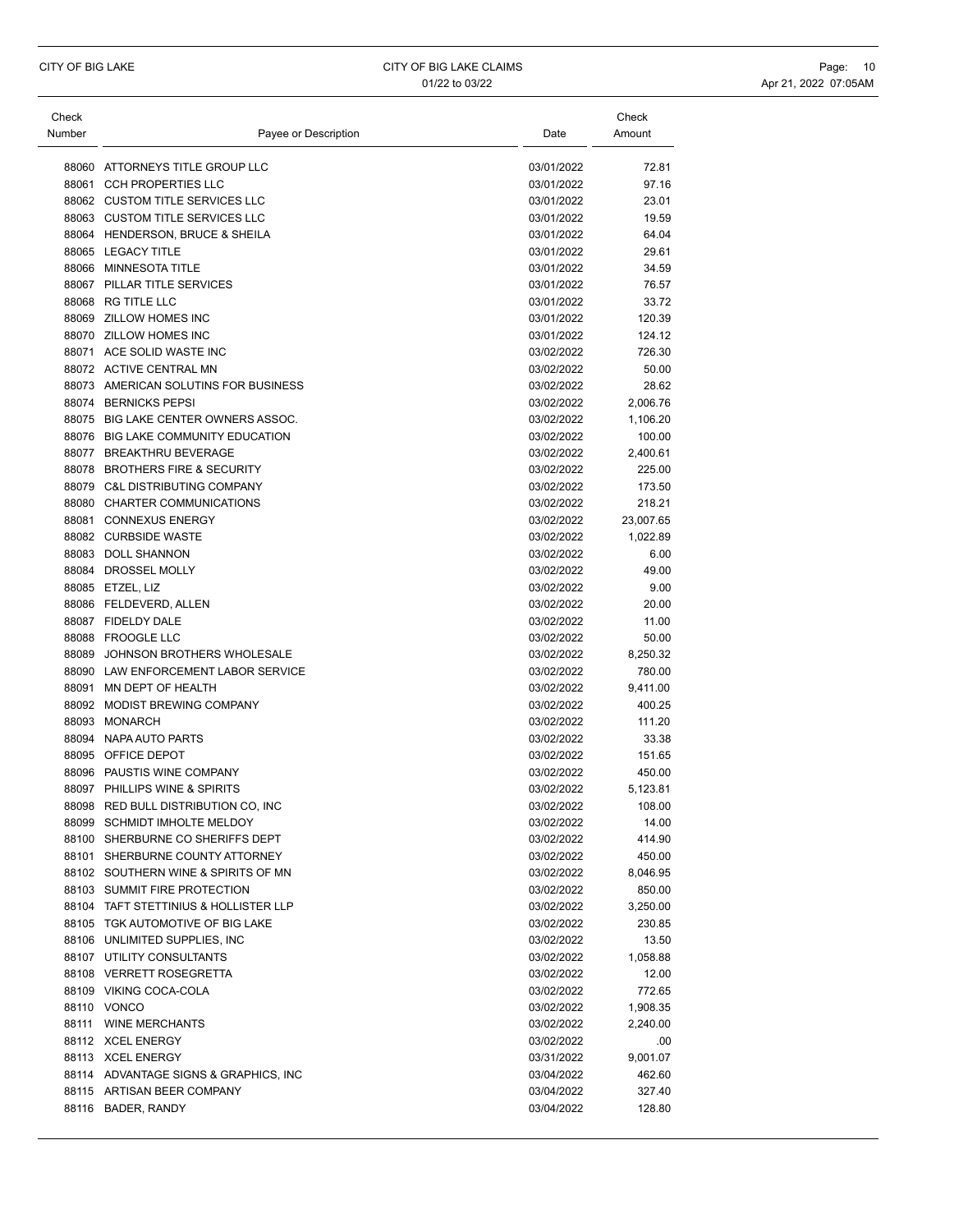| Check Number | Payee or Description | Date | Check Amount |
|---|---|---|---|
| 88060 | ATTORNEYS TITLE GROUP LLC | 03/01/2022 | 72.81 |
| 88061 | CCH PROPERTIES LLC | 03/01/2022 | 97.16 |
| 88062 | CUSTOM TITLE SERVICES LLC | 03/01/2022 | 23.01 |
| 88063 | CUSTOM TITLE SERVICES LLC | 03/01/2022 | 19.59 |
| 88064 | HENDERSON, BRUCE & SHEILA | 03/01/2022 | 64.04 |
| 88065 | LEGACY TITLE | 03/01/2022 | 29.61 |
| 88066 | MINNESOTA TITLE | 03/01/2022 | 34.59 |
| 88067 | PILLAR TITLE SERVICES | 03/01/2022 | 76.57 |
| 88068 | RG TITLE LLC | 03/01/2022 | 33.72 |
| 88069 | ZILLOW HOMES INC | 03/01/2022 | 120.39 |
| 88070 | ZILLOW HOMES INC | 03/01/2022 | 124.12 |
| 88071 | ACE SOLID WASTE INC | 03/02/2022 | 726.30 |
| 88072 | ACTIVE CENTRAL MN | 03/02/2022 | 50.00 |
| 88073 | AMERICAN SOLUTINS FOR BUSINESS | 03/02/2022 | 28.62 |
| 88074 | BERNICKS PEPSI | 03/02/2022 | 2,006.76 |
| 88075 | BIG LAKE CENTER OWNERS ASSOC. | 03/02/2022 | 1,106.20 |
| 88076 | BIG LAKE COMMUNITY EDUCATION | 03/02/2022 | 100.00 |
| 88077 | BREAKTHRU BEVERAGE | 03/02/2022 | 2,400.61 |
| 88078 | BROTHERS FIRE & SECURITY | 03/02/2022 | 225.00 |
| 88079 | C&L DISTRIBUTING COMPANY | 03/02/2022 | 173.50 |
| 88080 | CHARTER COMMUNICATIONS | 03/02/2022 | 218.21 |
| 88081 | CONNEXUS ENERGY | 03/02/2022 | 23,007.65 |
| 88082 | CURBSIDE WASTE | 03/02/2022 | 1,022.89 |
| 88083 | DOLL SHANNON | 03/02/2022 | 6.00 |
| 88084 | DROSSEL MOLLY | 03/02/2022 | 49.00 |
| 88085 | ETZEL, LIZ | 03/02/2022 | 9.00 |
| 88086 | FELDEVERD, ALLEN | 03/02/2022 | 20.00 |
| 88087 | FIDELDY DALE | 03/02/2022 | 11.00 |
| 88088 | FROOGLE LLC | 03/02/2022 | 50.00 |
| 88089 | JOHNSON BROTHERS WHOLESALE | 03/02/2022 | 8,250.32 |
| 88090 | LAW ENFORCEMENT LABOR SERVICE | 03/02/2022 | 780.00 |
| 88091 | MN DEPT OF HEALTH | 03/02/2022 | 9,411.00 |
| 88092 | MODIST BREWING COMPANY | 03/02/2022 | 400.25 |
| 88093 | MONARCH | 03/02/2022 | 111.20 |
| 88094 | NAPA AUTO PARTS | 03/02/2022 | 33.38 |
| 88095 | OFFICE DEPOT | 03/02/2022 | 151.65 |
| 88096 | PAUSTIS WINE COMPANY | 03/02/2022 | 450.00 |
| 88097 | PHILLIPS WINE & SPIRITS | 03/02/2022 | 5,123.81 |
| 88098 | RED BULL DISTRIBUTION CO, INC | 03/02/2022 | 108.00 |
| 88099 | SCHMIDT IMHOLTE MELDOY | 03/02/2022 | 14.00 |
| 88100 | SHERBURNE CO SHERIFFS DEPT | 03/02/2022 | 414.90 |
| 88101 | SHERBURNE COUNTY ATTORNEY | 03/02/2022 | 450.00 |
| 88102 | SOUTHERN WINE & SPIRITS OF MN | 03/02/2022 | 8,046.95 |
| 88103 | SUMMIT FIRE PROTECTION | 03/02/2022 | 850.00 |
| 88104 | TAFT STETTINIUS & HOLLISTER LLP | 03/02/2022 | 3,250.00 |
| 88105 | TGK AUTOMOTIVE OF BIG LAKE | 03/02/2022 | 230.85 |
| 88106 | UNLIMITED SUPPLIES, INC | 03/02/2022 | 13.50 |
| 88107 | UTILITY CONSULTANTS | 03/02/2022 | 1,058.88 |
| 88108 | VERRETT ROSEGRETTA | 03/02/2022 | 12.00 |
| 88109 | VIKING COCA-COLA | 03/02/2022 | 772.65 |
| 88110 | VONCO | 03/02/2022 | 1,908.35 |
| 88111 | WINE MERCHANTS | 03/02/2022 | 2,240.00 |
| 88112 | XCEL ENERGY | 03/02/2022 | .00 |
| 88113 | XCEL ENERGY | 03/31/2022 | 9,001.07 |
| 88114 | ADVANTAGE SIGNS & GRAPHICS, INC | 03/04/2022 | 462.60 |
| 88115 | ARTISAN BEER COMPANY | 03/04/2022 | 327.40 |
| 88116 | BADER, RANDY | 03/04/2022 | 128.80 |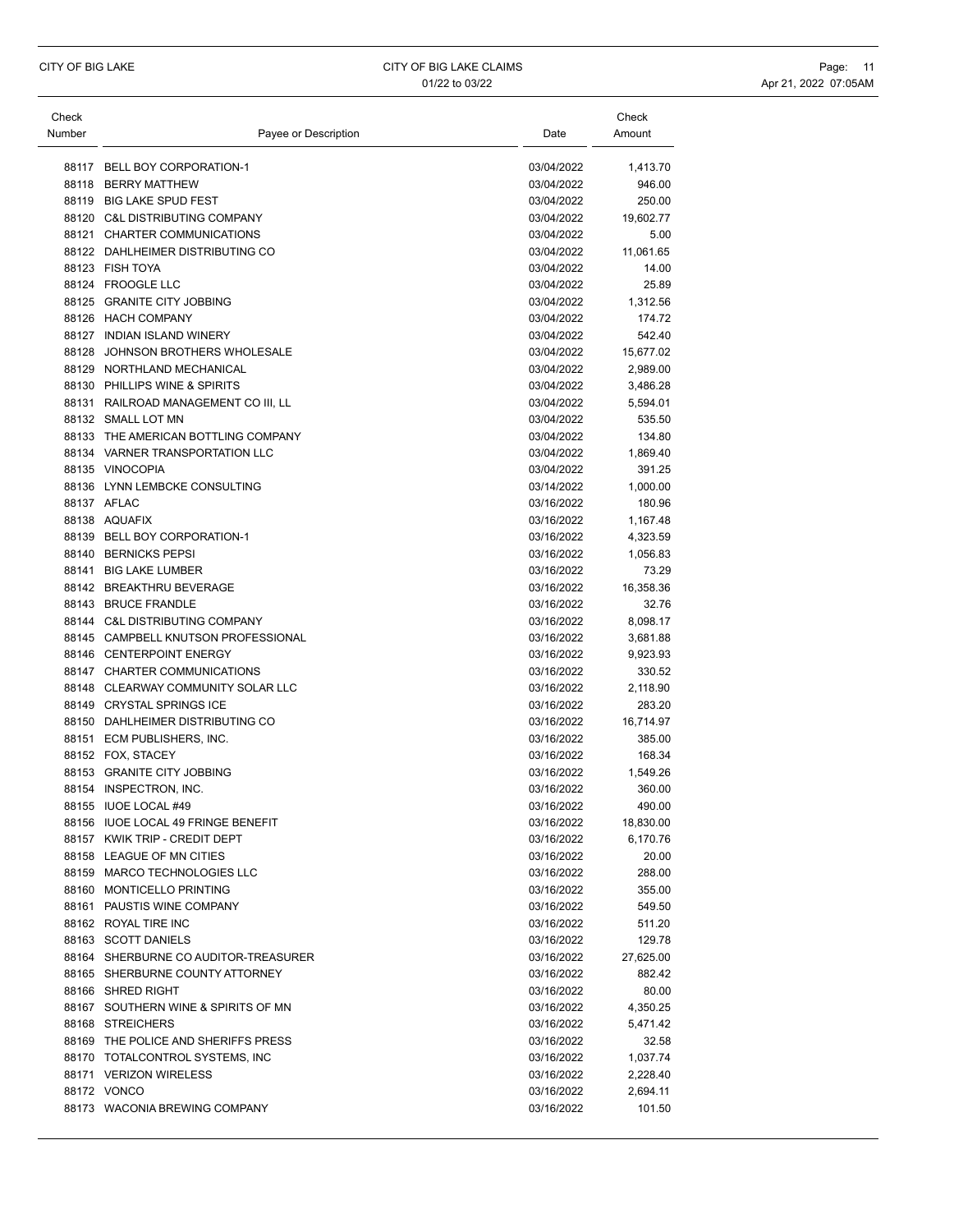| Check Number | Payee or Description | Date | Check Amount |
|---|---|---|---|
| 88117 | BELL BOY CORPORATION-1 | 03/04/2022 | 1,413.70 |
| 88118 | BERRY MATTHEW | 03/04/2022 | 946.00 |
| 88119 | BIG LAKE SPUD FEST | 03/04/2022 | 250.00 |
| 88120 | C&L DISTRIBUTING COMPANY | 03/04/2022 | 19,602.77 |
| 88121 | CHARTER COMMUNICATIONS | 03/04/2022 | 5.00 |
| 88122 | DAHLHEIMER DISTRIBUTING CO | 03/04/2022 | 11,061.65 |
| 88123 | FISH TOYA | 03/04/2022 | 14.00 |
| 88124 | FROOGLE LLC | 03/04/2022 | 25.89 |
| 88125 | GRANITE CITY JOBBING | 03/04/2022 | 1,312.56 |
| 88126 | HACH COMPANY | 03/04/2022 | 174.72 |
| 88127 | INDIAN ISLAND WINERY | 03/04/2022 | 542.40 |
| 88128 | JOHNSON BROTHERS WHOLESALE | 03/04/2022 | 15,677.02 |
| 88129 | NORTHLAND MECHANICAL | 03/04/2022 | 2,989.00 |
| 88130 | PHILLIPS WINE & SPIRITS | 03/04/2022 | 3,486.28 |
| 88131 | RAILROAD MANAGEMENT CO III, LL | 03/04/2022 | 5,594.01 |
| 88132 | SMALL LOT MN | 03/04/2022 | 535.50 |
| 88133 | THE AMERICAN BOTTLING COMPANY | 03/04/2022 | 134.80 |
| 88134 | VARNER TRANSPORTATION LLC | 03/04/2022 | 1,869.40 |
| 88135 | VINOCOPIA | 03/04/2022 | 391.25 |
| 88136 | LYNN LEMBCKE CONSULTING | 03/14/2022 | 1,000.00 |
| 88137 | AFLAC | 03/16/2022 | 180.96 |
| 88138 | AQUAFIX | 03/16/2022 | 1,167.48 |
| 88139 | BELL BOY CORPORATION-1 | 03/16/2022 | 4,323.59 |
| 88140 | BERNICKS PEPSI | 03/16/2022 | 1,056.83 |
| 88141 | BIG LAKE LUMBER | 03/16/2022 | 73.29 |
| 88142 | BREAKTHRU BEVERAGE | 03/16/2022 | 16,358.36 |
| 88143 | BRUCE FRANDLE | 03/16/2022 | 32.76 |
| 88144 | C&L DISTRIBUTING COMPANY | 03/16/2022 | 8,098.17 |
| 88145 | CAMPBELL KNUTSON PROFESSIONAL | 03/16/2022 | 3,681.88 |
| 88146 | CENTERPOINT ENERGY | 03/16/2022 | 9,923.93 |
| 88147 | CHARTER COMMUNICATIONS | 03/16/2022 | 330.52 |
| 88148 | CLEARWAY COMMUNITY SOLAR LLC | 03/16/2022 | 2,118.90 |
| 88149 | CRYSTAL SPRINGS ICE | 03/16/2022 | 283.20 |
| 88150 | DAHLHEIMER DISTRIBUTING CO | 03/16/2022 | 16,714.97 |
| 88151 | ECM PUBLISHERS, INC. | 03/16/2022 | 385.00 |
| 88152 | FOX, STACEY | 03/16/2022 | 168.34 |
| 88153 | GRANITE CITY JOBBING | 03/16/2022 | 1,549.26 |
| 88154 | INSPECTRON, INC. | 03/16/2022 | 360.00 |
| 88155 | IUOE LOCAL #49 | 03/16/2022 | 490.00 |
| 88156 | IUOE LOCAL 49 FRINGE BENEFIT | 03/16/2022 | 18,830.00 |
| 88157 | KWIK TRIP - CREDIT DEPT | 03/16/2022 | 6,170.76 |
| 88158 | LEAGUE OF MN CITIES | 03/16/2022 | 20.00 |
| 88159 | MARCO TECHNOLOGIES LLC | 03/16/2022 | 288.00 |
| 88160 | MONTICELLO PRINTING | 03/16/2022 | 355.00 |
| 88161 | PAUSTIS WINE COMPANY | 03/16/2022 | 549.50 |
| 88162 | ROYAL TIRE INC | 03/16/2022 | 511.20 |
| 88163 | SCOTT DANIELS | 03/16/2022 | 129.78 |
| 88164 | SHERBURNE CO AUDITOR-TREASURER | 03/16/2022 | 27,625.00 |
| 88165 | SHERBURNE COUNTY ATTORNEY | 03/16/2022 | 882.42 |
| 88166 | SHRED RIGHT | 03/16/2022 | 80.00 |
| 88167 | SOUTHERN WINE & SPIRITS OF MN | 03/16/2022 | 4,350.25 |
| 88168 | STREICHERS | 03/16/2022 | 5,471.42 |
| 88169 | THE POLICE AND SHERIFFS PRESS | 03/16/2022 | 32.58 |
| 88170 | TOTALCONTROL SYSTEMS, INC | 03/16/2022 | 1,037.74 |
| 88171 | VERIZON WIRELESS | 03/16/2022 | 2,228.40 |
| 88172 | VONCO | 03/16/2022 | 2,694.11 |
| 88173 | WACONIA BREWING COMPANY | 03/16/2022 | 101.50 |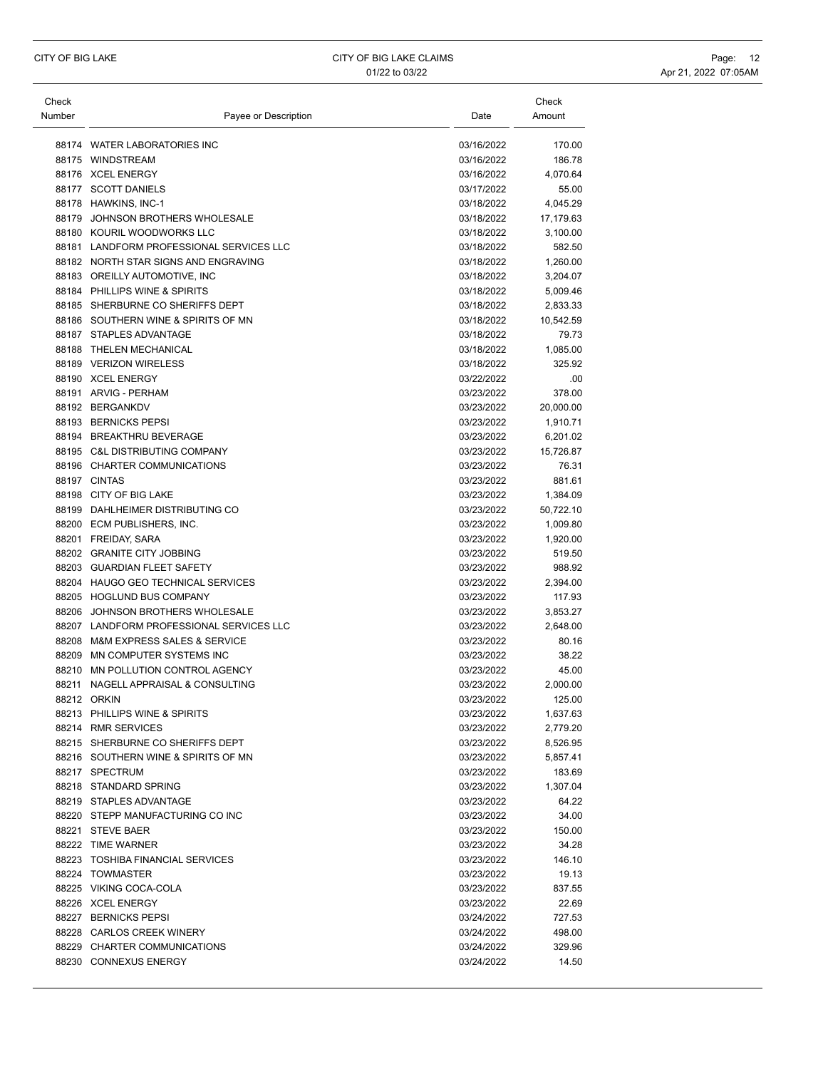| Check Number | Payee or Description | Date | Check Amount |
|---|---|---|---|
| 88174 | WATER LABORATORIES INC | 03/16/2022 | 170.00 |
| 88175 | WINDSTREAM | 03/16/2022 | 186.78 |
| 88176 | XCEL ENERGY | 03/16/2022 | 4,070.64 |
| 88177 | SCOTT DANIELS | 03/17/2022 | 55.00 |
| 88178 | HAWKINS, INC-1 | 03/18/2022 | 4,045.29 |
| 88179 | JOHNSON BROTHERS WHOLESALE | 03/18/2022 | 17,179.63 |
| 88180 | KOURIL WOODWORKS LLC | 03/18/2022 | 3,100.00 |
| 88181 | LANDFORM PROFESSIONAL SERVICES LLC | 03/18/2022 | 582.50 |
| 88182 | NORTH STAR SIGNS AND ENGRAVING | 03/18/2022 | 1,260.00 |
| 88183 | OREILLY AUTOMOTIVE, INC | 03/18/2022 | 3,204.07 |
| 88184 | PHILLIPS WINE & SPIRITS | 03/18/2022 | 5,009.46 |
| 88185 | SHERBURNE CO SHERIFFS DEPT | 03/18/2022 | 2,833.33 |
| 88186 | SOUTHERN WINE & SPIRITS OF MN | 03/18/2022 | 10,542.59 |
| 88187 | STAPLES ADVANTAGE | 03/18/2022 | 79.73 |
| 88188 | THELEN MECHANICAL | 03/18/2022 | 1,085.00 |
| 88189 | VERIZON WIRELESS | 03/18/2022 | 325.92 |
| 88190 | XCEL ENERGY | 03/22/2022 | .00 |
| 88191 | ARVIG - PERHAM | 03/23/2022 | 378.00 |
| 88192 | BERGANKDV | 03/23/2022 | 20,000.00 |
| 88193 | BERNICKS PEPSI | 03/23/2022 | 1,910.71 |
| 88194 | BREAKTHRU BEVERAGE | 03/23/2022 | 6,201.02 |
| 88195 | C&L DISTRIBUTING COMPANY | 03/23/2022 | 15,726.87 |
| 88196 | CHARTER COMMUNICATIONS | 03/23/2022 | 76.31 |
| 88197 | CINTAS | 03/23/2022 | 881.61 |
| 88198 | CITY OF BIG LAKE | 03/23/2022 | 1,384.09 |
| 88199 | DAHLHEIMER DISTRIBUTING CO | 03/23/2022 | 50,722.10 |
| 88200 | ECM PUBLISHERS, INC. | 03/23/2022 | 1,009.80 |
| 88201 | FREIDAY, SARA | 03/23/2022 | 1,920.00 |
| 88202 | GRANITE CITY JOBBING | 03/23/2022 | 519.50 |
| 88203 | GUARDIAN FLEET SAFETY | 03/23/2022 | 988.92 |
| 88204 | HAUGO GEO TECHNICAL SERVICES | 03/23/2022 | 2,394.00 |
| 88205 | HOGLUND BUS COMPANY | 03/23/2022 | 117.93 |
| 88206 | JOHNSON BROTHERS WHOLESALE | 03/23/2022 | 3,853.27 |
| 88207 | LANDFORM PROFESSIONAL SERVICES LLC | 03/23/2022 | 2,648.00 |
| 88208 | M&M EXPRESS SALES & SERVICE | 03/23/2022 | 80.16 |
| 88209 | MN COMPUTER SYSTEMS INC | 03/23/2022 | 38.22 |
| 88210 | MN POLLUTION CONTROL AGENCY | 03/23/2022 | 45.00 |
| 88211 | NAGELL APPRAISAL & CONSULTING | 03/23/2022 | 2,000.00 |
| 88212 | ORKIN | 03/23/2022 | 125.00 |
| 88213 | PHILLIPS WINE & SPIRITS | 03/23/2022 | 1,637.63 |
| 88214 | RMR SERVICES | 03/23/2022 | 2,779.20 |
| 88215 | SHERBURNE CO SHERIFFS DEPT | 03/23/2022 | 8,526.95 |
| 88216 | SOUTHERN WINE & SPIRITS OF MN | 03/23/2022 | 5,857.41 |
| 88217 | SPECTRUM | 03/23/2022 | 183.69 |
| 88218 | STANDARD SPRING | 03/23/2022 | 1,307.04 |
| 88219 | STAPLES ADVANTAGE | 03/23/2022 | 64.22 |
| 88220 | STEPP MANUFACTURING CO INC | 03/23/2022 | 34.00 |
| 88221 | STEVE BAER | 03/23/2022 | 150.00 |
| 88222 | TIME WARNER | 03/23/2022 | 34.28 |
| 88223 | TOSHIBA FINANCIAL SERVICES | 03/23/2022 | 146.10 |
| 88224 | TOWMASTER | 03/23/2022 | 19.13 |
| 88225 | VIKING COCA-COLA | 03/23/2022 | 837.55 |
| 88226 | XCEL ENERGY | 03/23/2022 | 22.69 |
| 88227 | BERNICKS PEPSI | 03/24/2022 | 727.53 |
| 88228 | CARLOS CREEK WINERY | 03/24/2022 | 498.00 |
| 88229 | CHARTER COMMUNICATIONS | 03/24/2022 | 329.96 |
| 88230 | CONNEXUS ENERGY | 03/24/2022 | 14.50 |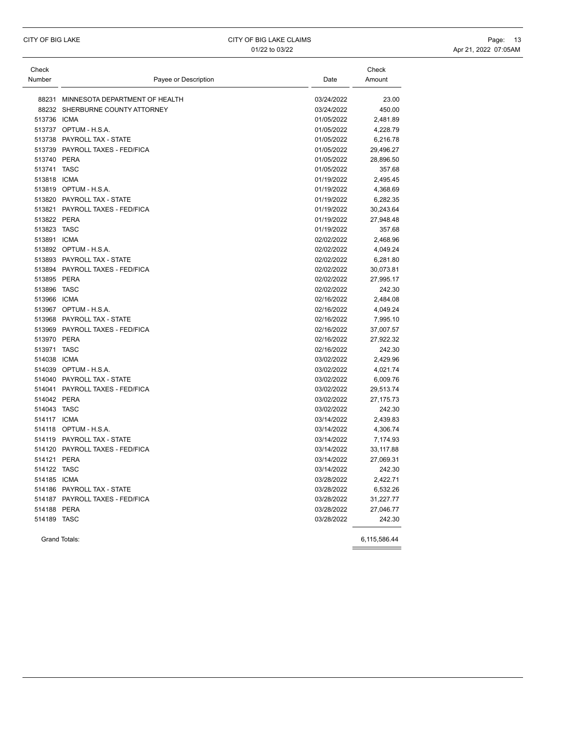| Check Number | Payee or Description | Date | Check Amount |
|---|---|---|---|
| 88231 | MINNESOTA DEPARTMENT OF HEALTH | 03/24/2022 | 23.00 |
| 88232 | SHERBURNE COUNTY ATTORNEY | 03/24/2022 | 450.00 |
| 513736 | ICMA | 01/05/2022 | 2,481.89 |
| 513737 | OPTUM - H.S.A. | 01/05/2022 | 4,228.79 |
| 513738 | PAYROLL TAX - STATE | 01/05/2022 | 6,216.78 |
| 513739 | PAYROLL TAXES - FED/FICA | 01/05/2022 | 29,496.27 |
| 513740 | PERA | 01/05/2022 | 28,896.50 |
| 513741 | TASC | 01/05/2022 | 357.68 |
| 513818 | ICMA | 01/19/2022 | 2,495.45 |
| 513819 | OPTUM - H.S.A. | 01/19/2022 | 4,368.69 |
| 513820 | PAYROLL TAX - STATE | 01/19/2022 | 6,282.35 |
| 513821 | PAYROLL TAXES - FED/FICA | 01/19/2022 | 30,243.64 |
| 513822 | PERA | 01/19/2022 | 27,948.48 |
| 513823 | TASC | 01/19/2022 | 357.68 |
| 513891 | ICMA | 02/02/2022 | 2,468.96 |
| 513892 | OPTUM - H.S.A. | 02/02/2022 | 4,049.24 |
| 513893 | PAYROLL TAX - STATE | 02/02/2022 | 6,281.80 |
| 513894 | PAYROLL TAXES - FED/FICA | 02/02/2022 | 30,073.81 |
| 513895 | PERA | 02/02/2022 | 27,995.17 |
| 513896 | TASC | 02/02/2022 | 242.30 |
| 513966 | ICMA | 02/16/2022 | 2,484.08 |
| 513967 | OPTUM - H.S.A. | 02/16/2022 | 4,049.24 |
| 513968 | PAYROLL TAX - STATE | 02/16/2022 | 7,995.10 |
| 513969 | PAYROLL TAXES - FED/FICA | 02/16/2022 | 37,007.57 |
| 513970 | PERA | 02/16/2022 | 27,922.32 |
| 513971 | TASC | 02/16/2022 | 242.30 |
| 514038 | ICMA | 03/02/2022 | 2,429.96 |
| 514039 | OPTUM - H.S.A. | 03/02/2022 | 4,021.74 |
| 514040 | PAYROLL TAX - STATE | 03/02/2022 | 6,009.76 |
| 514041 | PAYROLL TAXES - FED/FICA | 03/02/2022 | 29,513.74 |
| 514042 | PERA | 03/02/2022 | 27,175.73 |
| 514043 | TASC | 03/02/2022 | 242.30 |
| 514117 | ICMA | 03/14/2022 | 2,439.83 |
| 514118 | OPTUM - H.S.A. | 03/14/2022 | 4,306.74 |
| 514119 | PAYROLL TAX - STATE | 03/14/2022 | 7,174.93 |
| 514120 | PAYROLL TAXES - FED/FICA | 03/14/2022 | 33,117.88 |
| 514121 | PERA | 03/14/2022 | 27,069.31 |
| 514122 | TASC | 03/14/2022 | 242.30 |
| 514185 | ICMA | 03/28/2022 | 2,422.71 |
| 514186 | PAYROLL TAX - STATE | 03/28/2022 | 6,532.26 |
| 514187 | PAYROLL TAXES - FED/FICA | 03/28/2022 | 31,227.77 |
| 514188 | PERA | 03/28/2022 | 27,046.77 |
| 514189 | TASC | 03/28/2022 | 242.30 |
| | Grand Totals: | | 6,115,586.44 |